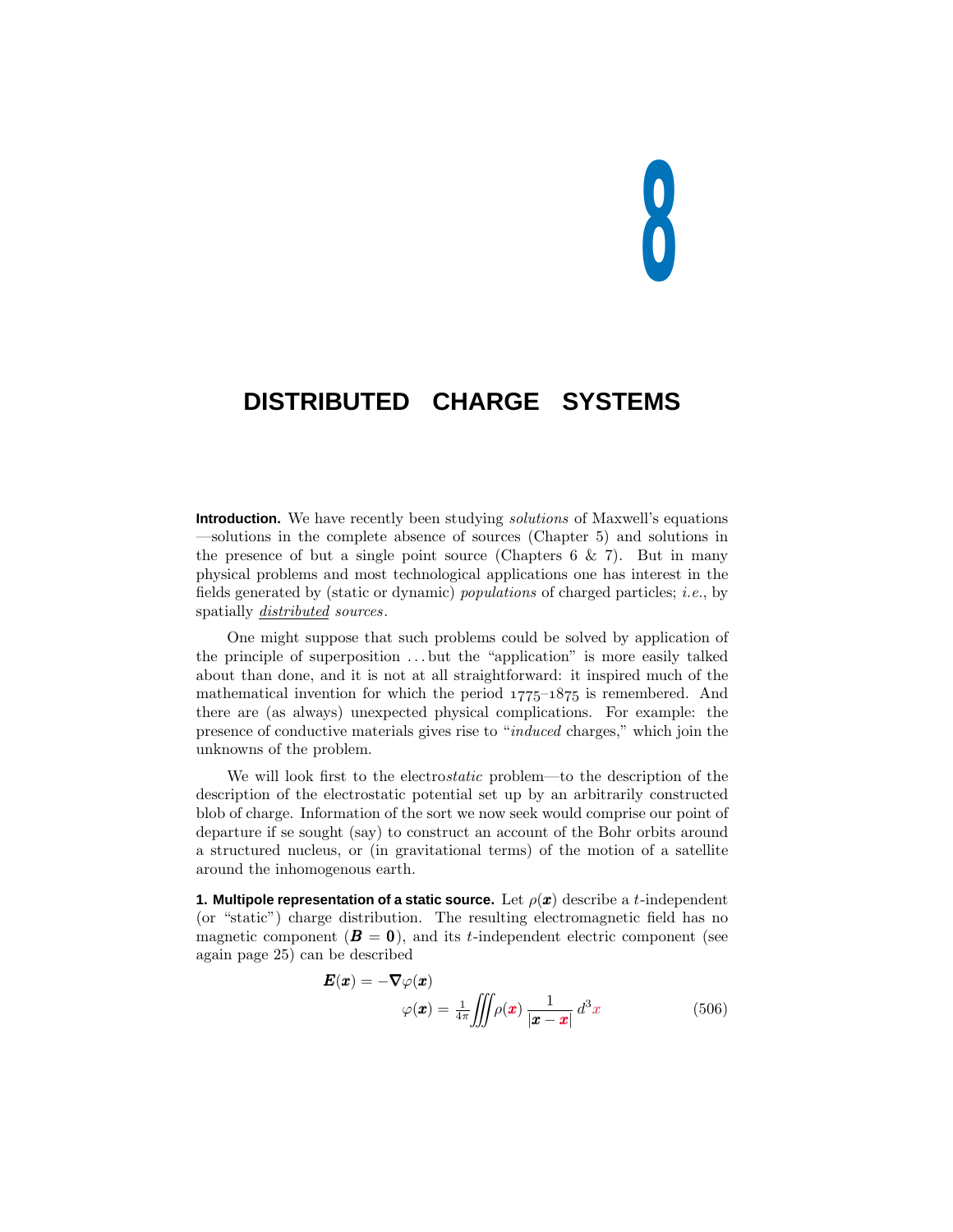# 8

# DISTRIBUTED CHARGE SYSTEMS

**Introduction.** We have recently been studying *solutions* of Maxwell's equations —solutions in the complete absence of sources (Chapter 5) and solutions in the presence of but a single point source (Chapters 6 & 7). But in many physical problems and most technological applications one has interest in the fields generated by (static or dynamic) *populations* of charged particles; *i.e.*, by spatially *distributed sources*.

One might suppose that such problems could be solved by application of the principle of superposition ...but the "application" is more easily talked about than done, and it is not at all straightforward: it inspired much of the mathematical invention for which the period 1775–1875 is remembered. And there are (as always) unexpected physical complications. For example: the presence of conductive materials gives rise to "*induced* charges," which join the unknowns of the problem.

We will look first to the electro*static* problem—to the description of the description of the electrostatic potential set up by an arbitrarily constructed blob of charge. Information of the sort we now seek would comprise our point of departure if se sought (say) to construct an account of the Bohr orbits around a structured nucleus, or (in gravitational terms) of the motion of a satellite around the inhomogenous earth.

**1. Multipole representation of a static source.** Let $\rho(\boldsymbol{x})$ describe a $t$-independent (or "static") charge distribution. The resulting electromagnetic field has no magnetic component ($\boldsymbol{B} = \boldsymbol{0}$), and its $t$-independent electric component (see again page 25) can be described

$$\begin{aligned} \boldsymbol{E}(\boldsymbol{x}) &= -\boldsymbol{\nabla}\varphi(\boldsymbol{x}) \\ \varphi(\boldsymbol{x}) &= \tfrac{1}{4\pi}\iiint \rho(\boldsymbol{x})\,\frac{1}{|\boldsymbol{x}-\boldsymbol{x}|}\,d^3x \end{aligned} \tag{506}$$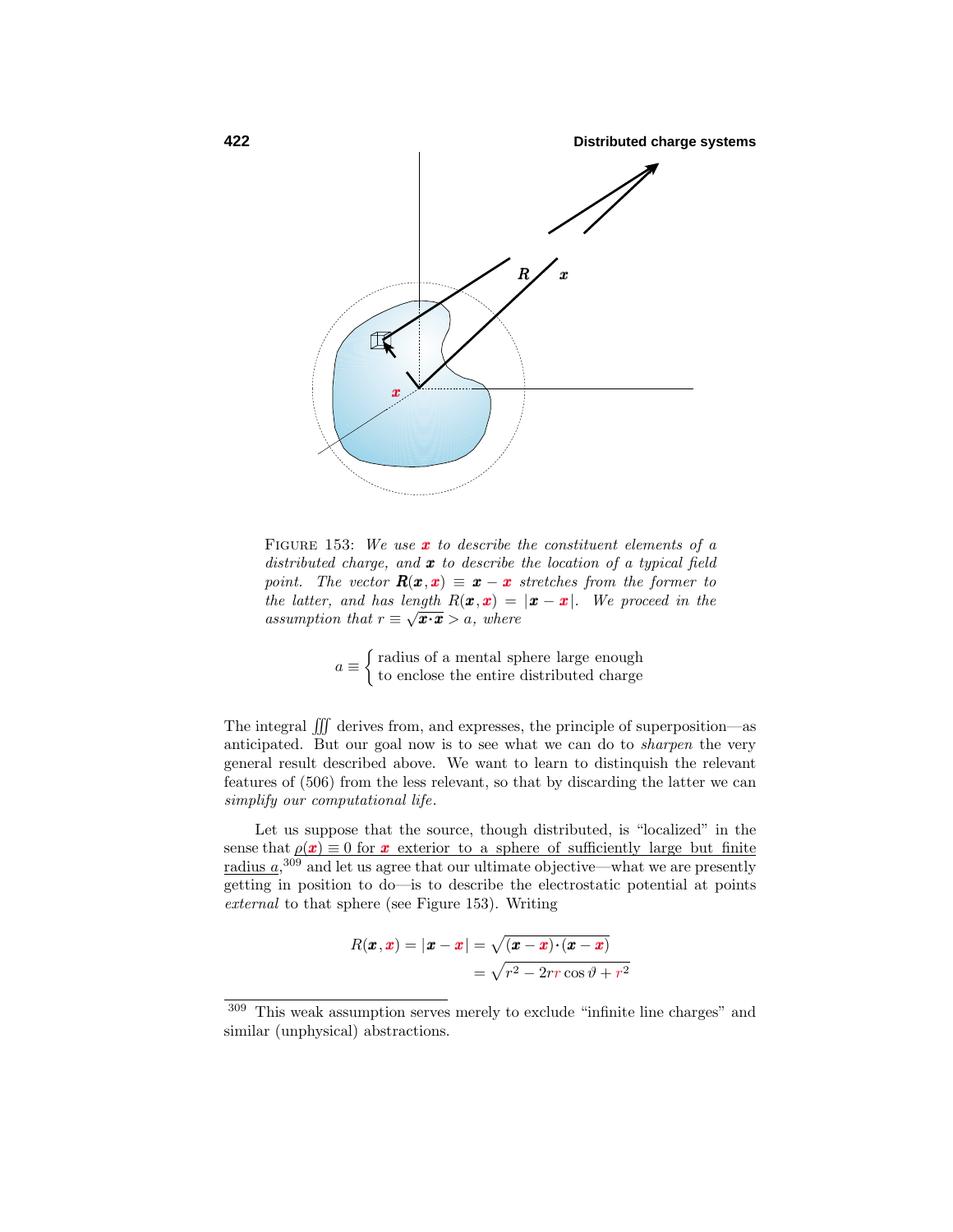FIGURE 153: *We use $\boldsymbol{x}$ to describe the constituent elements of a distributed charge, and $\boldsymbol{x}$ to describe the location of a typical field point. The vector $\boldsymbol{R}(\boldsymbol{x},\boldsymbol{x}) \equiv \boldsymbol{x} - \boldsymbol{x}$ stretches from the former to the latter, and has length $R(\boldsymbol{x},\boldsymbol{x}) = |\boldsymbol{x} - \boldsymbol{x}|$. We proceed in the assumption that $r \equiv \sqrt{\boldsymbol{x}\cdot\boldsymbol{x}} > a$, where*

$$a \equiv \begin{cases} \text{radius of a mental sphere large enough} \\ \text{to enclose the entire distributed charge} \end{cases}$$

The integral $\iiint$ derives from, and expresses, the principle of superposition—as anticipated. But our goal now is to see what we can do to *sharpen* the very general result described above. We want to learn to distinquish the relevant features of (506) from the less relevant, so that by discarding the latter we can *simplify our computational life*.

Let us suppose that the source, though distributed, is "localized" in the sense that $\rho(\boldsymbol{x}) \equiv 0$ for $\boldsymbol{x}$ exterior to a sphere of sufficiently large but finite radius $a$,[309] and let us agree that our ultimate objective—what we are presently getting in position to do—is to describe the electrostatic potential at points *external* to that sphere (see Figure 153). Writing

$$\begin{aligned} R(\boldsymbol{x},\boldsymbol{x}) = |\boldsymbol{x} - \boldsymbol{x}| &= \sqrt{(\boldsymbol{x} - \boldsymbol{x})\cdot(\boldsymbol{x} - \boldsymbol{x})} \\ &= \sqrt{r^2 - 2rr\cos\vartheta + r^2} \end{aligned}$$

[309] This weak assumption serves merely to exclude "infinite line charges" and similar (unphysical) abstractions.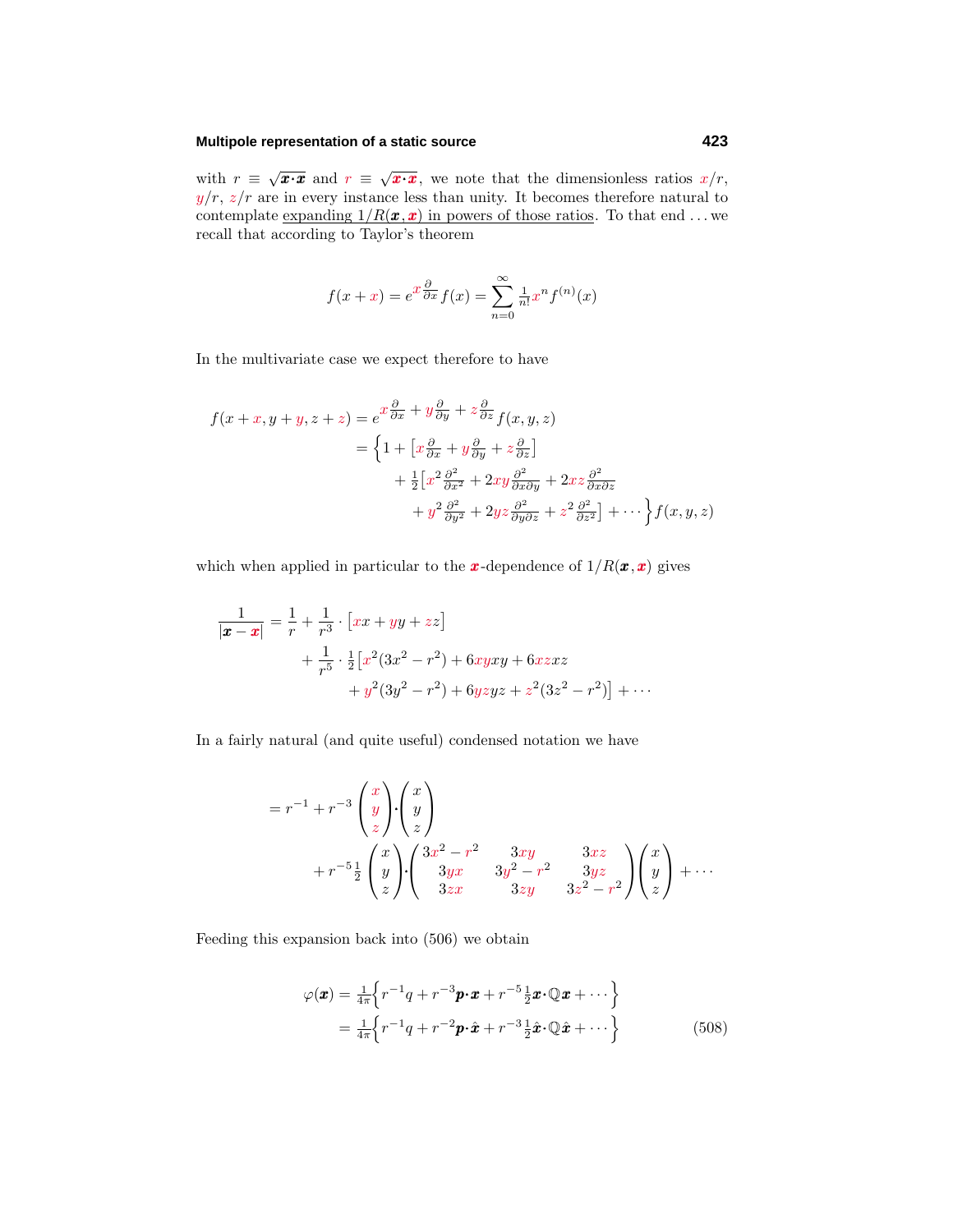with $r \equiv \sqrt{\boldsymbol{x}\cdot\boldsymbol{x}}$ and $r \equiv \sqrt{\boldsymbol{x}\cdot\boldsymbol{x}}$, we note that the dimensionless ratios $x/r$, $y/r$, $z/r$ are in every instance less than unity. It becomes therefore natural to contemplate expanding $1/R(\boldsymbol{x}, \boldsymbol{x})$ in powers of those ratios. To that end ... we recall that according to Taylor's theorem

$$
f(x + x) = e^{x\frac{\partial}{\partial x}} f(x) = \sum_{n=0}^{\infty} \tfrac{1}{n!} x^n f^{(n)}(x)
$$

In the multivariate case we expect therefore to have

$$
\begin{aligned}
f(x + x, y + y, z + z) &= e^{x\frac{\partial}{\partial x} + y\frac{\partial}{\partial y} + z\frac{\partial}{\partial z}} f(x, y, z) \\
&= \Big\{ 1 + \big[ x\tfrac{\partial}{\partial x} + y\tfrac{\partial}{\partial y} + z\tfrac{\partial}{\partial z} \big] \\
&\qquad + \tfrac{1}{2}\big[ x^2\tfrac{\partial^2}{\partial x^2} + 2xy\tfrac{\partial^2}{\partial x \partial y} + 2xz\tfrac{\partial^2}{\partial x \partial z} \\
&\qquad\quad + y^2\tfrac{\partial^2}{\partial y^2} + 2yz\tfrac{\partial^2}{\partial y \partial z} + z^2\tfrac{\partial^2}{\partial z^2} \big] + \cdots \Big\} f(x, y, z)
\end{aligned}
$$

which when applied in particular to the $\boldsymbol{x}$-dependence of $1/R(\boldsymbol{x}, \boldsymbol{x})$ gives

$$
\begin{aligned}
\frac{1}{|\boldsymbol{x} - \boldsymbol{x}|} &= \frac{1}{r} + \frac{1}{r^3} \cdot \big[ xx + yy + zz \big] \\
&\quad + \frac{1}{r^5} \cdot \tfrac{1}{2}\big[ x^2(3x^2 - r^2) + 6xyxy + 6xzxz \\
&\qquad + y^2(3y^2 - r^2) + 6yzyz + z^2(3z^2 - r^2) \big] + \cdots
\end{aligned}
$$

In a fairly natural (and quite useful) condensed notation we have

$$
\begin{aligned}
&= r^{-1} + r^{-3} \begin{pmatrix} x \\ y \\ z \end{pmatrix} \cdot \begin{pmatrix} x \\ y \\ z \end{pmatrix} \\
&\quad + r^{-5}\tfrac{1}{2} \begin{pmatrix} x \\ y \\ z \end{pmatrix} \cdot \begin{pmatrix} 3x^2 - r^2 & 3xy & 3xz \\ 3yx & 3y^2 - r^2 & 3yz \\ 3zx & 3zy & 3z^2 - r^2 \end{pmatrix} \begin{pmatrix} x \\ y \\ z \end{pmatrix} + \cdots
\end{aligned}
$$

Feeding this expansion back into (506) we obtain

$$
\begin{aligned}
\varphi(\boldsymbol{x}) &= \tfrac{1}{4\pi}\Big\{ r^{-1}q + r^{-3}\boldsymbol{p}\cdot\boldsymbol{x} + r^{-5}\tfrac{1}{2}\boldsymbol{x}\cdot\mathbb{Q}\boldsymbol{x} + \cdots \Big\} \\
&= \tfrac{1}{4\pi}\Big\{ r^{-1}q + r^{-2}\boldsymbol{p}\cdot\hat{\boldsymbol{x}} + r^{-3}\tfrac{1}{2}\hat{\boldsymbol{x}}\cdot\mathbb{Q}\hat{\boldsymbol{x}} + \cdots \Big\}
\end{aligned} \tag{508}
$$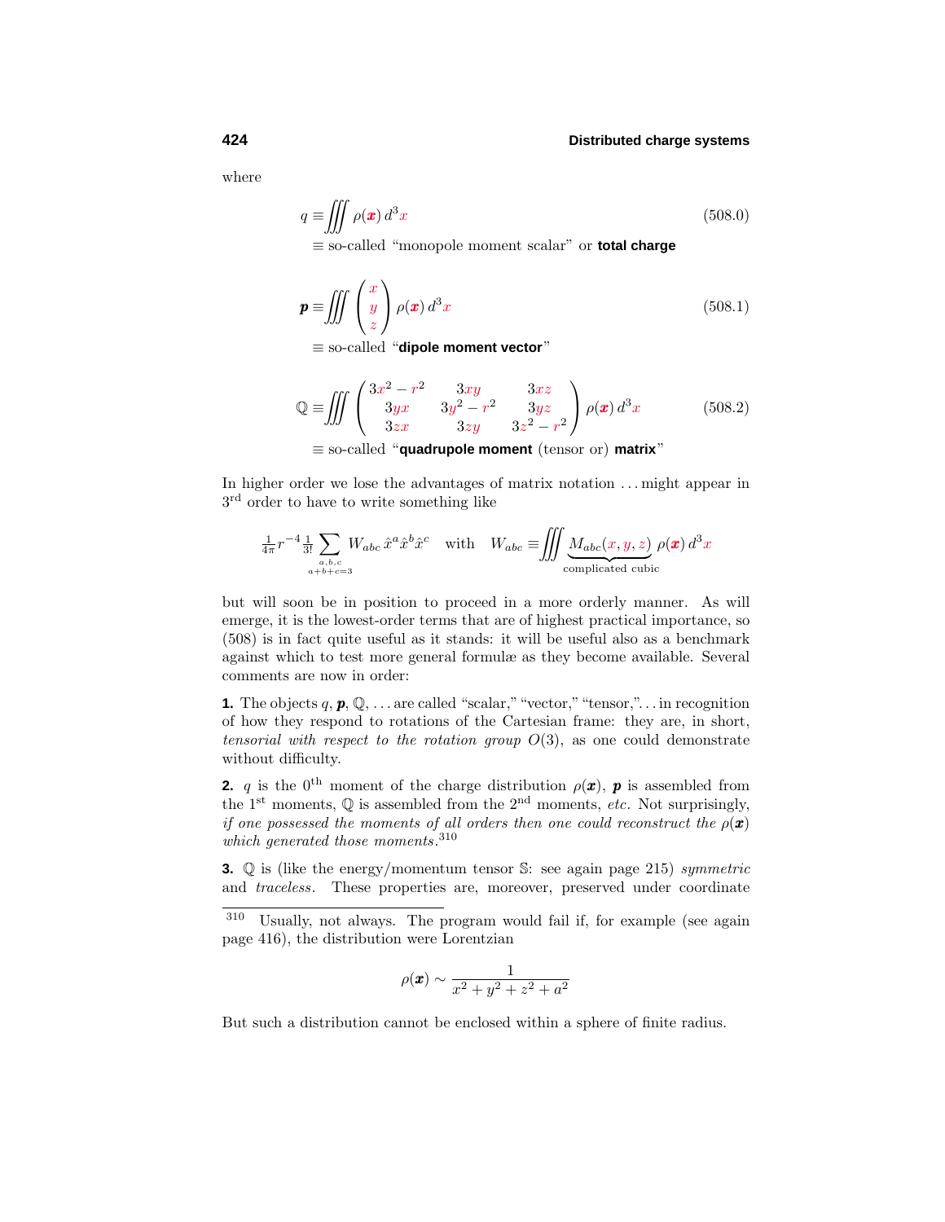where

$$q \equiv \iiint \rho(\boldsymbol{x})\, d^3x \tag{508.0}$$

$\equiv$ so-called "monopole moment scalar" or **total charge**

$$\boldsymbol{p} \equiv \iiint \begin{pmatrix} x \\ y \\ z \end{pmatrix} \rho(\boldsymbol{x})\, d^3x \tag{508.1}$$

$\equiv$ so-called "**dipole moment vector**"

$$\mathbb{Q} \equiv \iiint \begin{pmatrix} 3x^2 - r^2 & 3xy & 3xz \\ 3yx & 3y^2 - r^2 & 3yz \\ 3zx & 3zy & 3z^2 - r^2 \end{pmatrix} \rho(\boldsymbol{x})\, d^3x \tag{508.2}$$

$\equiv$ so-called "**quadrupole moment** (tensor or) **matrix**"

In higher order we lose the advantages of matrix notation ... might appear in 3rd order to have to write something like

$$\tfrac{1}{4\pi} r^{-4} \tfrac{1}{3!} \sum_{\substack{a,b,c \\ a+b+c=3}} W_{abc}\, \hat{x}^a \hat{x}^b \hat{x}^c \quad \text{with} \quad W_{abc} \equiv \iiint \underbrace{M_{abc}(x,y,z)}_{\text{complicated cubic}} \rho(\boldsymbol{x})\, d^3x$$

but will soon be in position to proceed in a more orderly manner. As will emerge, it is the lowest-order terms that are of highest practical importance, so (508) is in fact quite useful as it stands: it will be useful also as a benchmark against which to test more general formulæ as they become available. Several comments are now in order:

**1.** The objects $q$, $\boldsymbol{p}$, $\mathbb{Q}$, ... are called "scalar," "vector," "tensor,"... in recognition of how they respond to rotations of the Cartesian frame: they are, in short, *tensorial with respect to the rotation group* $O(3)$, as one could demonstrate without difficulty.

**2.** $q$ is the $0^{\text{th}}$ moment of the charge distribution $\rho(\boldsymbol{x})$, $\boldsymbol{p}$ is assembled from the $1^{\text{st}}$ moments, $\mathbb{Q}$ is assembled from the $2^{\text{nd}}$ moments, *etc*. Not surprisingly, *if one possessed the moments of all orders then one could reconstruct the* $\rho(\boldsymbol{x})$ *which generated those moments*.[310]

**3.** $\mathbb{Q}$ is (like the energy/momentum tensor $\mathbb{S}$: see again page 215) *symmetric* and *traceless*. These properties are, moreover, preserved under coordinate

---

[310] Usually, not always. The program would fail if, for example (see again page 416), the distribution were Lorentzian

$$\rho(\boldsymbol{x}) \sim \frac{1}{x^2 + y^2 + z^2 + a^2}$$

But such a distribution cannot be enclosed within a sphere of finite radius.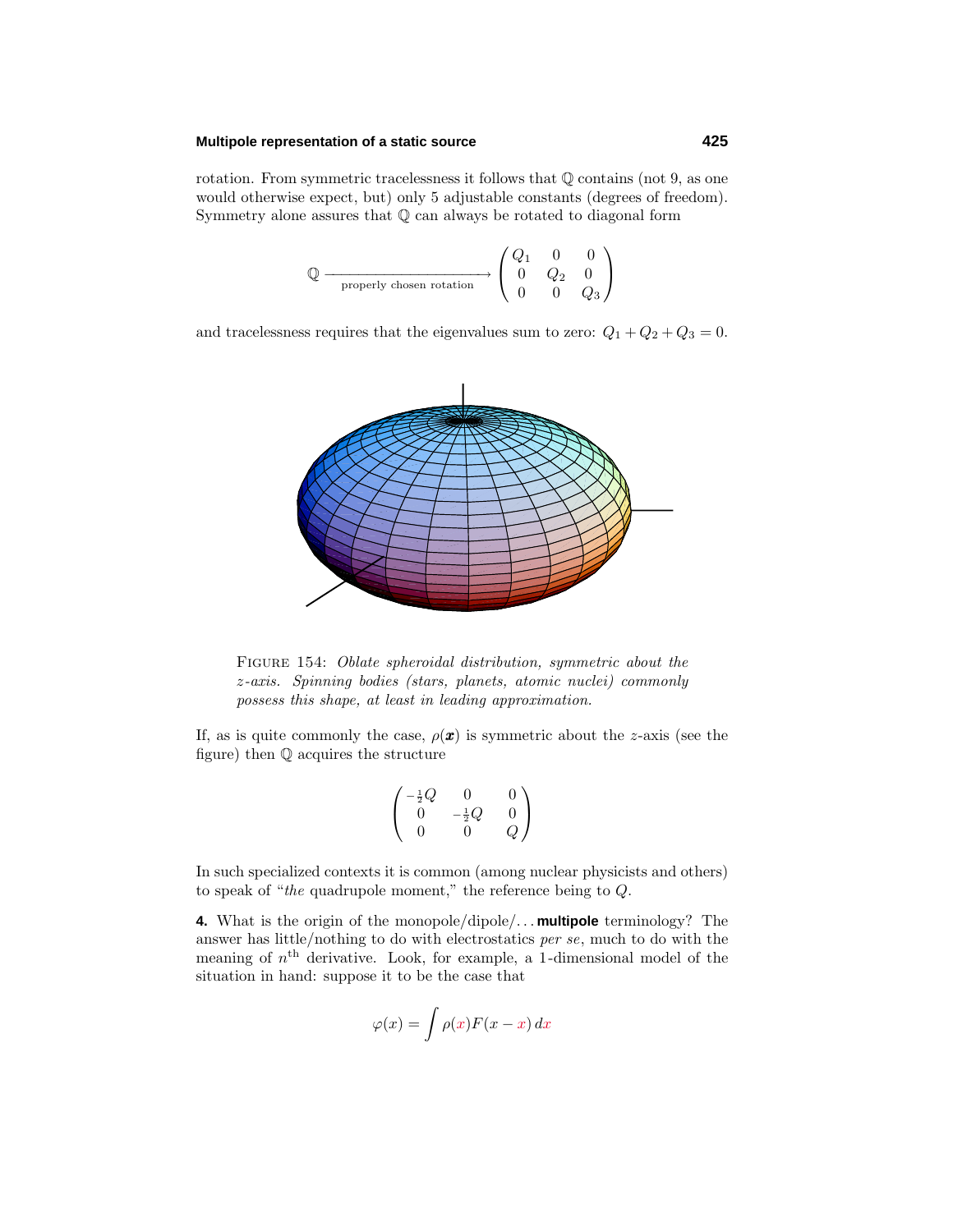rotation. From symmetric tracelessness it follows that $\mathbb{Q}$ contains (not 9, as one would otherwise expect, but) only 5 adjustable constants (degrees of freedom). Symmetry alone assures that $\mathbb{Q}$ can always be rotated to diagonal form

$$\mathbb{Q} \xrightarrow[\text{properly chosen rotation}]{} \begin{pmatrix} Q_1 & 0 & 0 \\ 0 & Q_2 & 0 \\ 0 & 0 & Q_3 \end{pmatrix}$$

and tracelessness requires that the eigenvalues sum to zero: $Q_1 + Q_2 + Q_3 = 0$.

FIGURE 154: *Oblate spheroidal distribution, symmetric about the z-axis. Spinning bodies (stars, planets, atomic nuclei) commonly possess this shape, at least in leading approximation.*

If, as is quite commonly the case, $\rho(\boldsymbol{x})$ is symmetric about the $z$-axis (see the figure) then $\mathbb{Q}$ acquires the structure

$$\begin{pmatrix} -\frac{1}{2}Q & 0 & 0 \\ 0 & -\frac{1}{2}Q & 0 \\ 0 & 0 & Q \end{pmatrix}$$

In such specialized contexts it is common (among nuclear physicists and others) to speak of "*the* quadrupole moment," the reference being to $Q$.

**4.** What is the origin of the monopole/dipole/. . . **multipole** terminology? The answer has little/nothing to do with electrostatics *per se*, much to do with the meaning of $n^{\text{th}}$ derivative. Look, for example, a 1-dimensional model of the situation in hand: suppose it to be the case that

$$\varphi(x) = \int \rho(x)F(x - x)\,dx$$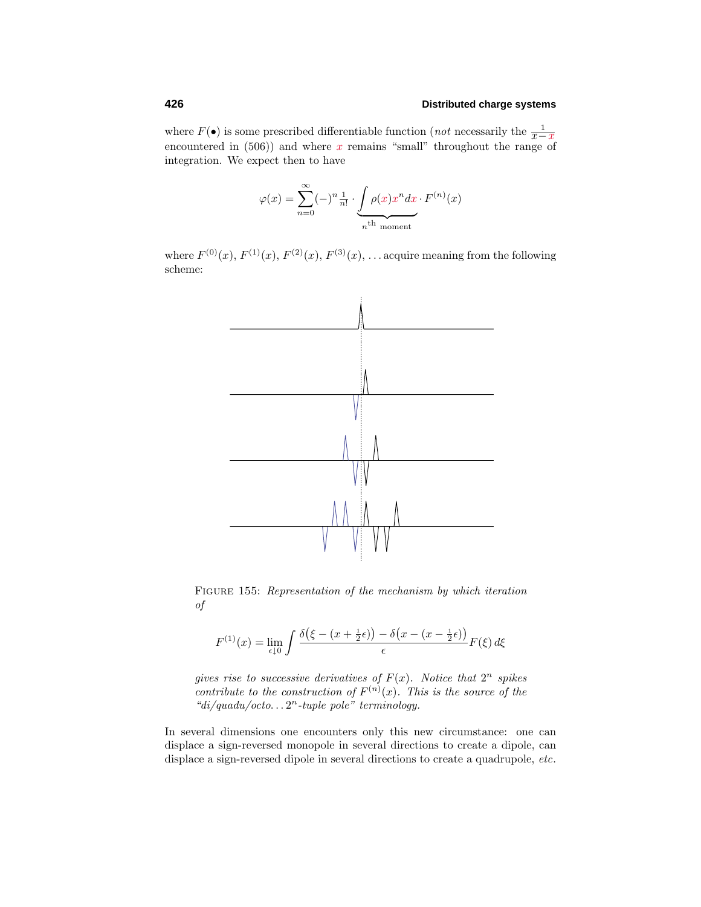where $F(\bullet)$ is some prescribed differentiable function (*not* necessarily the $\frac{1}{x-x}$ encountered in (506)) and where $x$ remains "small" throughout the range of integration. We expect then to have

$$\varphi(x) = \sum_{n=0}^{\infty} (-)^n \tfrac{1}{n!} \cdot \underbrace{\int \rho(x) x^n dx}_{n^{\text{th}} \text{ moment}} \cdot F^{(n)}(x)$$

where $F^{(0)}(x)$, $F^{(1)}(x)$, $F^{(2)}(x)$, $F^{(3)}(x)$, ... acquire meaning from the following scheme:

FIGURE 155: *Representation of the mechanism by which iteration of*

$$F^{(1)}(x) = \lim_{\epsilon \downarrow 0} \int \frac{\delta\big(\xi - (x + \frac{1}{2}\epsilon)\big) - \delta\big(x - (x - \frac{1}{2}\epsilon)\big)}{\epsilon} F(\xi)\, d\xi$$

*gives rise to successive derivatives of $F(x)$. Notice that $2^n$ spikes contribute to the construction of $F^{(n)}(x)$. This is the source of the "di/quadu/octo... $2^n$-tuple pole" terminology.*

In several dimensions one encounters only this new circumstance: one can displace a sign-reversed monopole in several directions to create a dipole, can displace a sign-reversed dipole in several directions to create a quadrupole, *etc.*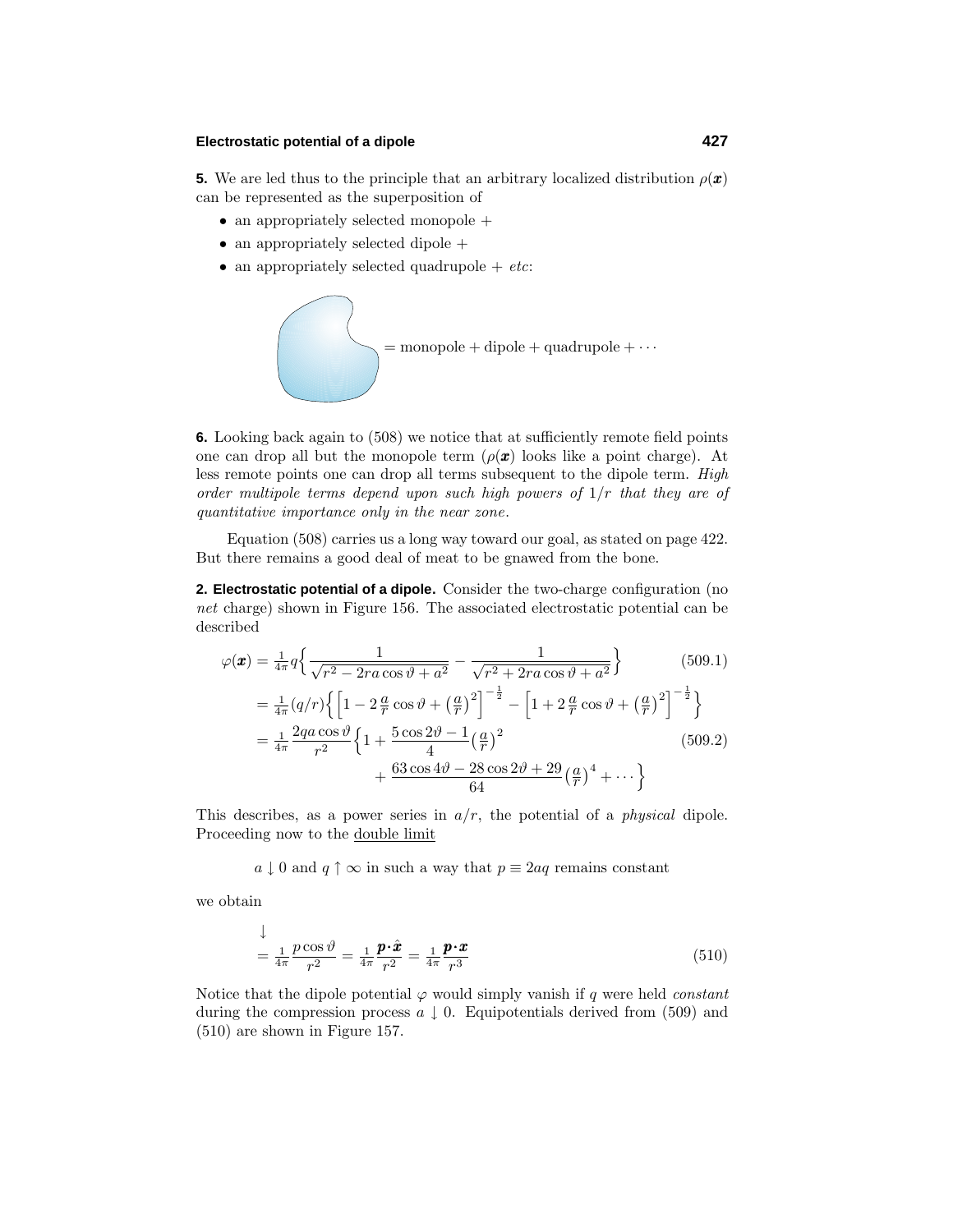**5.** We are led thus to the principle that an arbitrary localized distribution $\rho(\boldsymbol{x})$ can be represented as the superposition of

- an appropriately selected monopole +
- an appropriately selected dipole +
- an appropriately selected quadrupole + *etc*:

= monopole + dipole + quadrupole + $\cdots$

**6.** Looking back again to (508) we notice that at sufficiently remote field points one can drop all but the monopole term ($\rho(\boldsymbol{x})$ looks like a point charge). At less remote points one can drop all terms subsequent to the dipole term. *High order multipole terms depend upon such high powers of* $1/r$ *that they are of quantitative importance only in the near zone*.

Equation (508) carries us a long way toward our goal, as stated on page 422. But there remains a good deal of meat to be gnawed from the bone.

## 2. Electrostatic potential of a dipole.

Consider the two-charge configuration (no *net* charge) shown in Figure 156. The associated electrostatic potential can be described

$$
\begin{aligned}
\varphi(\boldsymbol{x}) &= \tfrac{1}{4\pi}q\Big\{\frac{1}{\sqrt{r^2-2ra\cos\vartheta+a^2}}-\frac{1}{\sqrt{r^2+2ra\cos\vartheta+a^2}}\Big\} &(509.1)\\
&= \tfrac{1}{4\pi}(q/r)\Big\{\Big[1-2\tfrac{a}{r}\cos\vartheta+\big(\tfrac{a}{r}\big)^2\Big]^{-\frac{1}{2}}-\Big[1+2\tfrac{a}{r}\cos\vartheta+\big(\tfrac{a}{r}\big)^2\Big]^{-\frac{1}{2}}\Big\}\\
&= \tfrac{1}{4\pi}\frac{2qa\cos\vartheta}{r^2}\Big\{1+\frac{5\cos2\vartheta-1}{4}\big(\tfrac{a}{r}\big)^2 &(509.2)\\
&\qquad\qquad +\frac{63\cos4\vartheta-28\cos2\vartheta+29}{64}\big(\tfrac{a}{r}\big)^4+\cdots\Big\}
\end{aligned}
$$

This describes, as a power series in $a/r$, the potential of a *physical* dipole. Proceeding now to the <u>double limit</u>

$$a\downarrow 0 \text{ and } q\uparrow\infty \text{ in such a way that } p\equiv 2aq \text{ remains constant}$$

we obtain

$$
\begin{aligned}
&\downarrow\\
&= \tfrac{1}{4\pi}\frac{p\cos\vartheta}{r^2} = \tfrac{1}{4\pi}\frac{\boldsymbol{p}\cdot\hat{\boldsymbol{x}}}{r^2} = \tfrac{1}{4\pi}\frac{\boldsymbol{p}\cdot\boldsymbol{x}}{r^3} \qquad (510)
\end{aligned}
$$

Notice that the dipole potential $\varphi$ would simply vanish if $q$ were held *constant* during the compression process $a\downarrow 0$. Equipotentials derived from (509) and (510) are shown in Figure 157.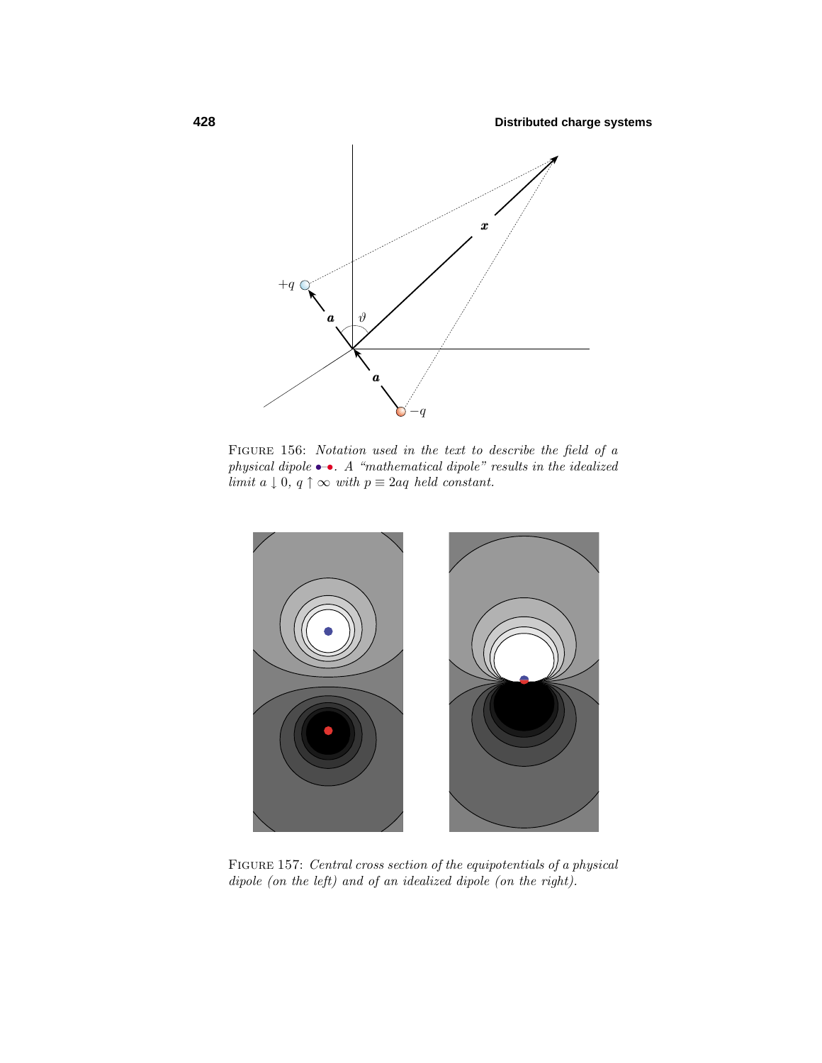FIGURE 156: *Notation used in the text to describe the field of a physical dipole* •–•. *A "mathematical dipole" results in the idealized limit* $a \downarrow 0$, $q \uparrow \infty$ *with* $p \equiv 2aq$ *held constant.*

FIGURE 157: *Central cross section of the equipotentials of a physical dipole (on the left) and of an idealized dipole (on the right).*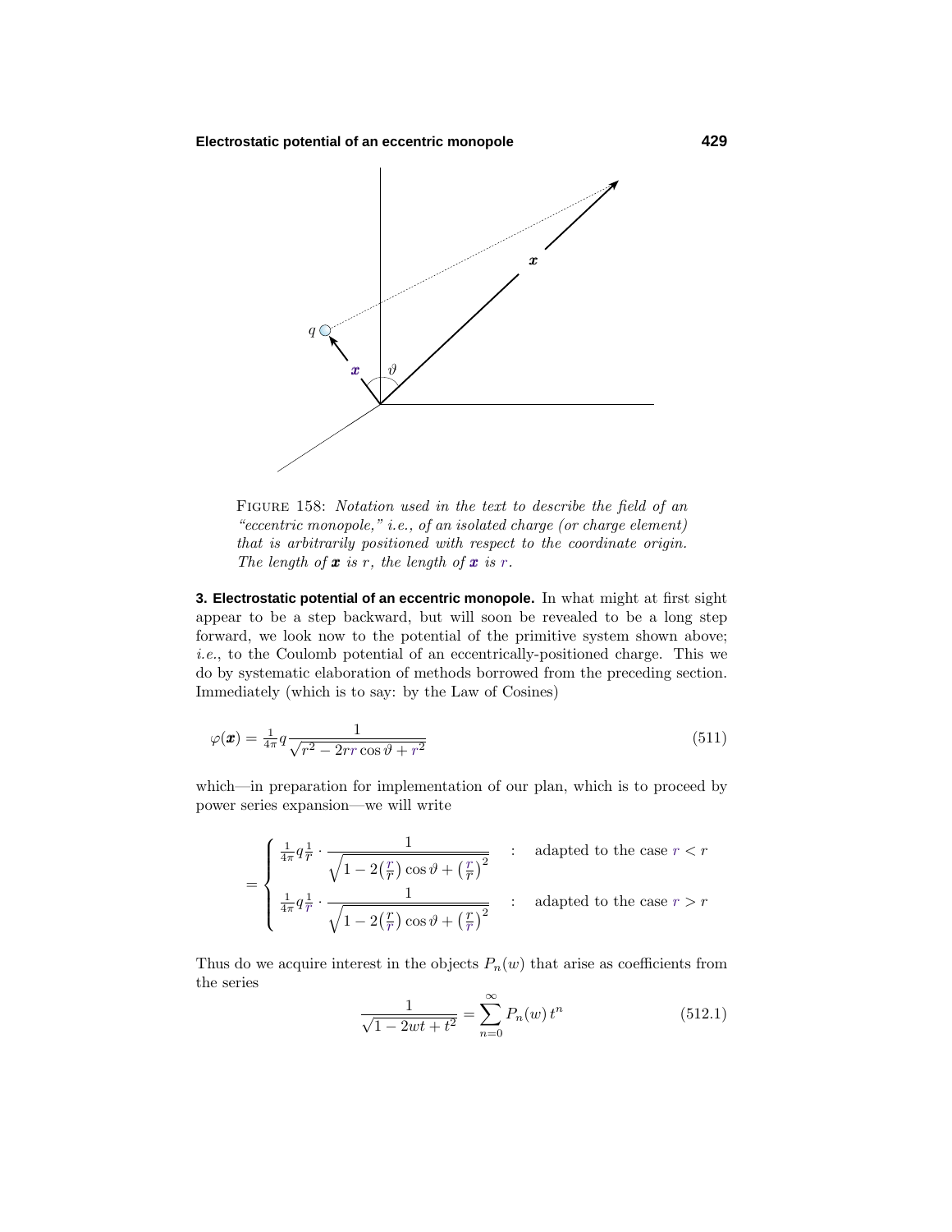FIGURE 158: *Notation used in the text to describe the field of an "eccentric monopole," i.e., of an isolated charge (or charge element) that is arbitrarily positioned with respect to the coordinate origin. The length of* $\boldsymbol{x}$ *is* $r$*, the length of* $\boldsymbol{x}$ *is* $r$*.*

**3. Electrostatic potential of an eccentric monopole.** In what might at first sight appear to be a step backward, but will soon be revealed to be a long step forward, we look now to the potential of the primitive system shown above; *i.e.*, to the Coulomb potential of an eccentrically-positioned charge. This we do by systematic elaboration of methods borrowed from the preceding section. Immediately (which is to say: by the Law of Cosines)

$$\varphi(\boldsymbol{x}) = \tfrac{1}{4\pi}q\frac{1}{\sqrt{r^2 - 2rr\cos\vartheta + r^2}} \tag{511}$$

which—in preparation for implementation of our plan, which is to proceed by power series expansion—we will write

$$= \begin{cases} \tfrac{1}{4\pi}q\tfrac{1}{r}\cdot\dfrac{1}{\sqrt{1-2\left(\frac{r}{r}\right)\cos\vartheta + \left(\frac{r}{r}\right)^2}} & : \quad \text{adapted to the case } r < r \\[2ex] \tfrac{1}{4\pi}q\tfrac{1}{r}\cdot\dfrac{1}{\sqrt{1-2\left(\frac{r}{r}\right)\cos\vartheta + \left(\frac{r}{r}\right)^2}} & : \quad \text{adapted to the case } r > r \end{cases}$$

Thus do we acquire interest in the objects $P_n(w)$ that arise as coefficients from the series

$$\frac{1}{\sqrt{1-2wt+t^2}} = \sum_{n=0}^{\infty} P_n(w)\,t^n \tag{512.1}$$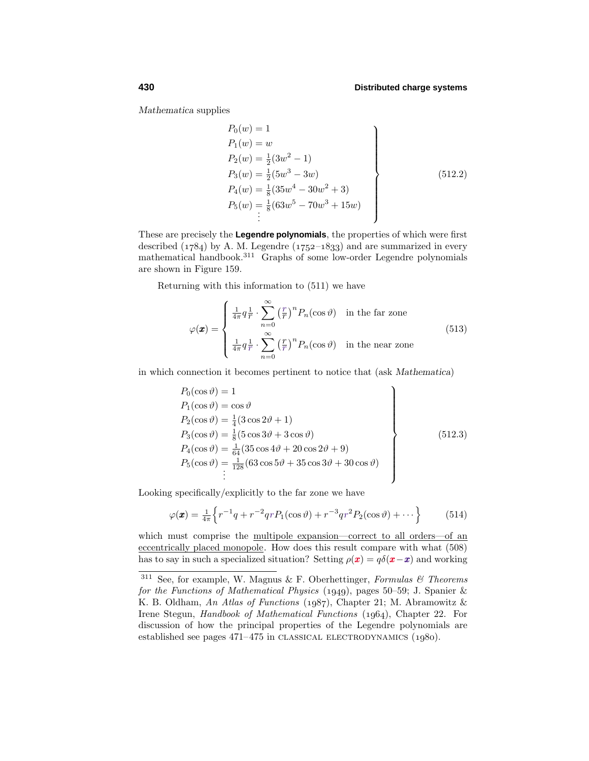*Mathematica* supplies

$$\left.\begin{aligned}
P_0(w) &= 1\\
P_1(w) &= w\\
P_2(w) &= \tfrac{1}{2}(3w^2-1)\\
P_3(w) &= \tfrac{1}{2}(5w^3-3w)\\
P_4(w) &= \tfrac{1}{8}(35w^4-30w^2+3)\\
P_5(w) &= \tfrac{1}{8}(63w^5-70w^3+15w)\\
&\;\vdots
\end{aligned}\right\} \tag{512.2}$$

These are precisely the **Legendre polynomials**, the properties of which were first described (1784) by A. M. Legendre (1752–1833) and are summarized in every mathematical handbook.[311] Graphs of some low-order Legendre polynomials are shown in Figure 159.

Returning with this information to (511) we have

$$\varphi(\boldsymbol{x}) = \begin{cases} \frac{1}{4\pi}q\frac{1}{r}\cdot\displaystyle\sum_{n=0}^{\infty}\left(\frac{r}{r}\right)^n P_n(\cos\vartheta) & \text{in the far zone}\\[2ex] \frac{1}{4\pi}q\frac{1}{r}\cdot\displaystyle\sum_{n=0}^{\infty}\left(\frac{r}{r}\right)^n P_n(\cos\vartheta) & \text{in the near zone}\end{cases} \tag{513}$$

in which connection it becomes pertinent to notice that (ask *Mathematica*)

$$\left.\begin{aligned}
P_0(\cos\vartheta) &= 1\\
P_1(\cos\vartheta) &= \cos\vartheta\\
P_2(\cos\vartheta) &= \tfrac{1}{4}(3\cos 2\vartheta+1)\\
P_3(\cos\vartheta) &= \tfrac{1}{8}(5\cos 3\vartheta+3\cos\vartheta)\\
P_4(\cos\vartheta) &= \tfrac{1}{64}(35\cos 4\vartheta+20\cos 2\vartheta+9)\\
P_5(\cos\vartheta) &= \tfrac{1}{128}(63\cos 5\vartheta+35\cos 3\vartheta+30\cos\vartheta)\\
&\;\vdots
\end{aligned}\right\} \tag{512.3}$$

Looking specifically/explicitly to the far zone we have

$$\varphi(\boldsymbol{x}) = \tfrac{1}{4\pi}\Big\{r^{-1}q + r^{-2}qrP_1(\cos\vartheta) + r^{-3}qr^2P_2(\cos\vartheta)+\cdots\Big\} \tag{514}$$

which must comprise the <u>multipole expansion—correct to all orders—of an eccentrically placed monopole</u>. How does this result compare with what (508) has to say in such a specialized situation? Setting $\rho(\boldsymbol{x}) = q\delta(\boldsymbol{x}-\boldsymbol{x})$ and working

---

[311] See, for example, W. Magnus & F. Oberhettinger, *Formulas & Theorems for the Functions of Mathematical Physics* (1949), pages 50–59; J. Spanier & K. B. Oldham, *An Atlas of Functions* (1987), Chapter 21; M. Abramowitz & Irene Stegun, *Handbook of Mathematical Functions* (1964), Chapter 22. For discussion of how the principal properties of the Legendre polynomials are established see pages 471–475 in CLASSICAL ELECTRODYNAMICS (1980).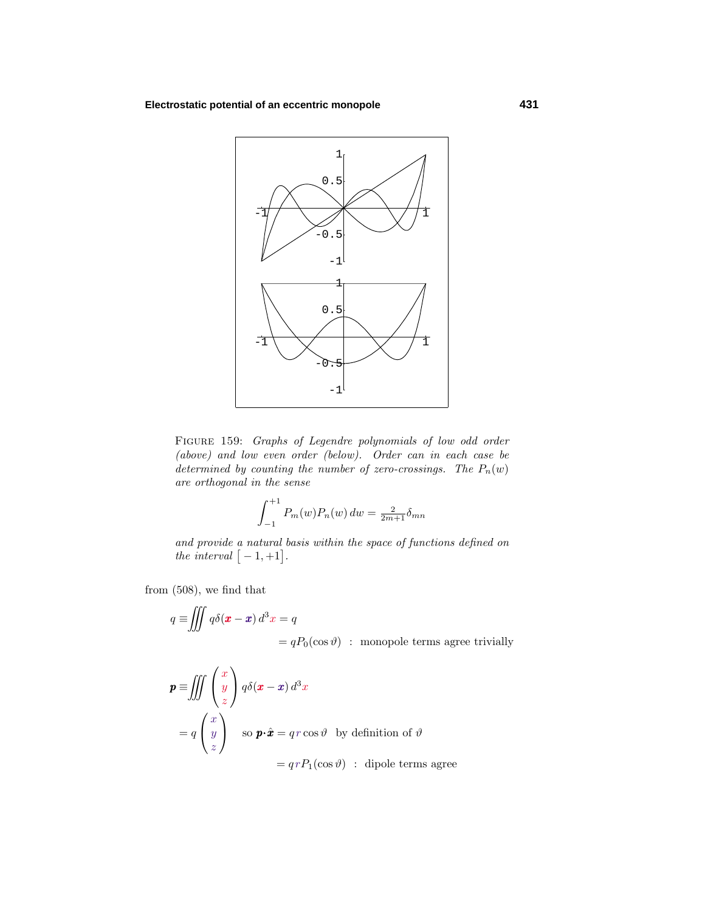FIGURE 159: *Graphs of Legendre polynomials of low odd order (above) and low even order (below). Order can in each case be determined by counting the number of zero-crossings. The $P_n(w)$ are orthogonal in the sense*

$$\int_{-1}^{+1} P_m(w)P_n(w)\,dw = \tfrac{2}{2m+1}\delta_{mn}$$

*and provide a natural basis within the space of functions defined on the interval $\big[-1,+1\big]$.*

from (508), we find that

$$q \equiv \iiint q\delta(\boldsymbol{x} - \boldsymbol{x})\,d^3x = q$$

$$= qP_0(\cos\vartheta) \;\;:\;\; \text{monopole terms agree trivially}$$

$$\boldsymbol{p} \equiv \iiint \begin{pmatrix} x \\ y \\ z \end{pmatrix} q\delta(\boldsymbol{x} - \boldsymbol{x})\,d^3x$$

$$= q\begin{pmatrix} x \\ y \\ z \end{pmatrix} \quad \text{so } \boldsymbol{p}\boldsymbol{\cdot}\hat{\boldsymbol{x}} = q\,r\cos\vartheta \;\;\text{ by definition of } \vartheta$$

$$= q\,rP_1(\cos\vartheta) \;\;:\;\; \text{dipole terms agree}$$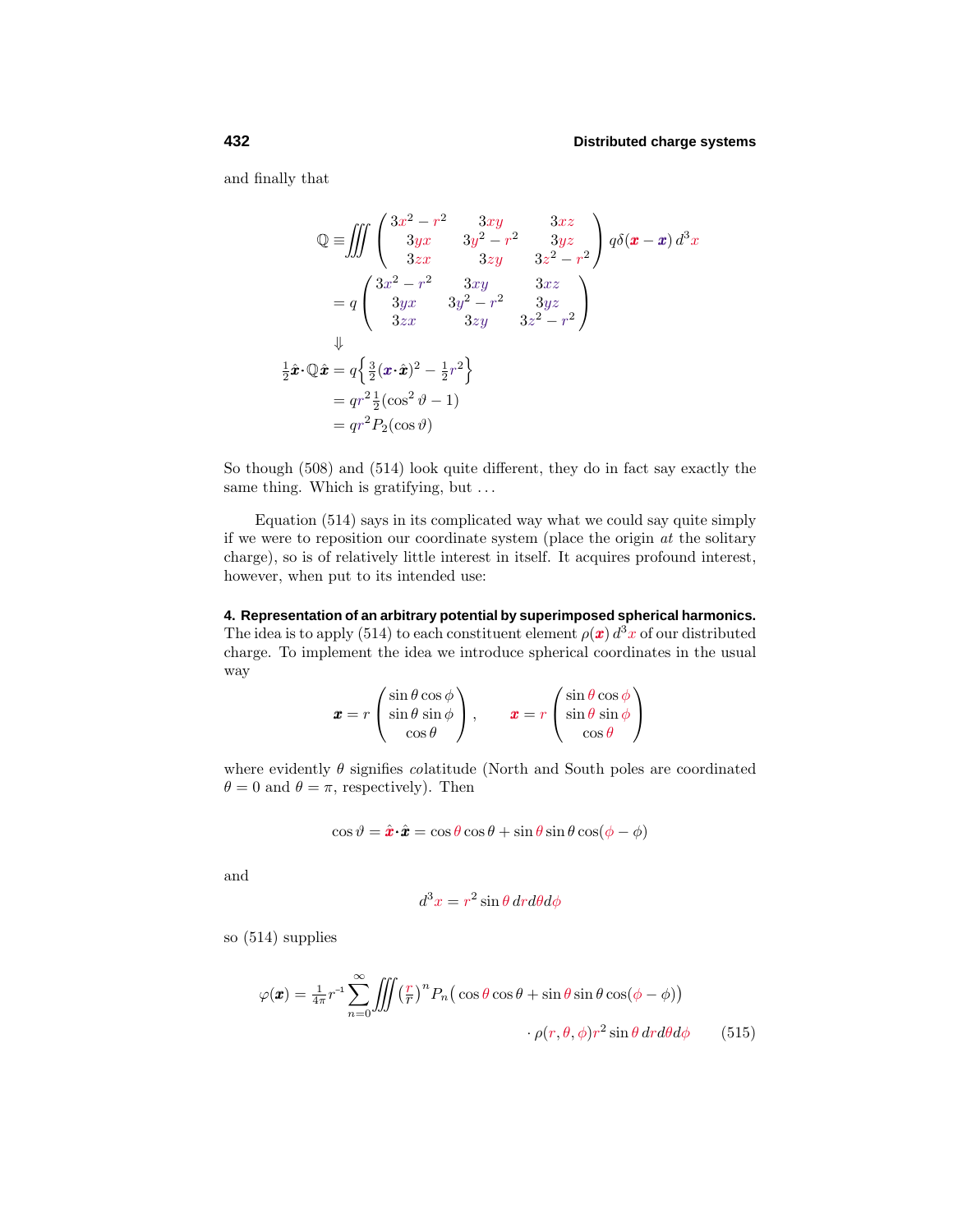and finally that

$$
\begin{aligned}
\mathbb{Q} &\equiv \iiint \begin{pmatrix} 3x^2 - r^2 & 3xy & 3xz \\ 3yx & 3y^2 - r^2 & 3yz \\ 3zx & 3zy & 3z^2 - r^2 \end{pmatrix} q\delta(\boldsymbol{x} - \boldsymbol{x})\, d^3x \\
&= q \begin{pmatrix} 3x^2 - r^2 & 3xy & 3xz \\ 3yx & 3y^2 - r^2 & 3yz \\ 3zx & 3zy & 3z^2 - r^2 \end{pmatrix} \\
&\Downarrow \\
\tfrac{1}{2}\hat{\boldsymbol{x}}\cdot\mathbb{Q}\hat{\boldsymbol{x}} &= q\Big\{ \tfrac{3}{2}(\boldsymbol{x}\cdot\hat{\boldsymbol{x}})^2 - \tfrac{1}{2}r^2 \Big\} \\
&= qr^2\tfrac{1}{2}(\cos^2\vartheta - 1) \\
&= qr^2 P_2(\cos\vartheta)
\end{aligned}
$$

So though (508) and (514) look quite different, they do in fact say exactly the same thing. Which is gratifying, but . . .

Equation (514) says in its complicated way what we could say quite simply if we were to reposition our coordinate system (place the origin *at* the solitary charge), so is of relatively little interest in itself. It acquires profound interest, however, when put to its intended use:

**4. Representation of an arbitrary potential by superimposed spherical harmonics.** The idea is to apply (514) to each constituent element $\rho(\boldsymbol{x})\,d^3x$ of our distributed charge. To implement the idea we introduce spherical coordinates in the usual way

$$
\boldsymbol{x} = r\begin{pmatrix} \sin\theta\cos\phi \\ \sin\theta\sin\phi \\ \cos\theta \end{pmatrix}, \qquad \boldsymbol{x} = r\begin{pmatrix} \sin\theta\cos\phi \\ \sin\theta\sin\phi \\ \cos\theta \end{pmatrix}
$$

where evidently $\theta$ signifies *co*latitude (North and South poles are coordinated $\theta = 0$ and $\theta = \pi$, respectively). Then

$$
\cos\vartheta = \hat{\boldsymbol{x}}\cdot\hat{\boldsymbol{x}} = \cos\theta\cos\theta + \sin\theta\sin\theta\cos(\phi - \phi)
$$

and

$$
d^3x = r^2\sin\theta\, dr d\theta d\phi
$$

so (514) supplies

$$
\begin{aligned}
\varphi(\boldsymbol{x}) = \tfrac{1}{4\pi}r^{-1}\sum_{n=0}^{\infty}\iiint \big(\tfrac{r}{r}\big)^n P_n\big(\cos\theta\cos\theta + \sin\theta\sin\theta\cos(\phi - \phi)\big)& \\
\cdot\,\rho(r,\theta,\phi)r^2\sin\theta\, dr d\theta d\phi& \qquad (515)
\end{aligned}
$$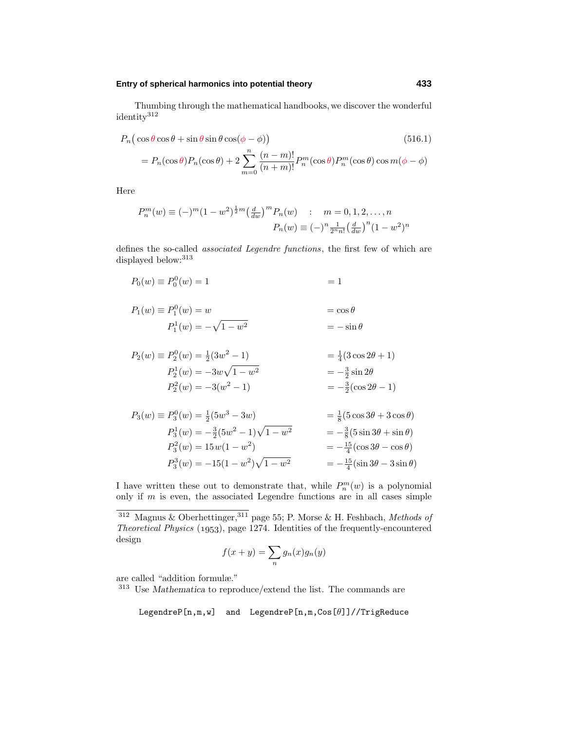Thumbing through the mathematical handbooks, we discover the wonderful identity[312]

$$
\begin{aligned}
&P_n\big(\cos\theta\cos\theta + \sin\theta\sin\theta\cos(\phi-\phi)\big) \qquad (516.1)\\
&\quad = P_n(\cos\theta)P_n(\cos\theta) + 2\sum_{m=0}^{n}\frac{(n-m)!}{(n+m)!}P_n^m(\cos\theta)P_n^m(\cos\theta)\cos m(\phi-\phi)
\end{aligned}
$$

Here

$$
\begin{aligned}
P_n^m(w) &\equiv (-)^m(1-w^2)^{\frac{1}{2}m}\big(\tfrac{d}{dw}\big)^m P_n(w) \quad : \quad m = 0,1,2,\ldots,n\\
P_n(w) &\equiv (-)^n\tfrac{1}{2^n n!}\big(\tfrac{d}{dw}\big)^n(1-w^2)^n
\end{aligned}
$$

defines the so-called *associated Legendre functions*, the first few of which are displayed below:[313]

$$
\begin{aligned}
P_0(w) \equiv P_0^0(w) &= 1 && = 1\\[6pt]
P_1(w) \equiv P_1^0(w) &= w && = \cos\theta\\
P_1^1(w) &= -\sqrt{1-w^2} && = -\sin\theta\\[6pt]
P_2(w) \equiv P_2^0(w) &= \tfrac{1}{2}(3w^2-1) && = \tfrac{1}{4}(3\cos 2\theta + 1)\\
P_2^1(w) &= -3w\sqrt{1-w^2} && = -\tfrac{3}{2}\sin 2\theta\\
P_2^2(w) &= -3(w^2-1) && = -\tfrac{3}{2}(\cos 2\theta - 1)\\[6pt]
P_3(w) \equiv P_3^0(w) &= \tfrac{1}{2}(5w^3-3w) && = \tfrac{1}{8}(5\cos 3\theta + 3\cos\theta)\\
P_3^1(w) &= -\tfrac{3}{2}(5w^2-1)\sqrt{1-w^2} && = -\tfrac{3}{8}(5\sin 3\theta + \sin\theta)\\
P_3^2(w) &= 15\,w(1-w^2) && = -\tfrac{15}{4}(\cos 3\theta - \cos\theta)\\
P_3^3(w) &= -15(1-w^2)\sqrt{1-w^2} && = -\tfrac{15}{4}(\sin 3\theta - 3\sin\theta)
\end{aligned}
$$

I have written these out to demonstrate that, while $P_n^m(w)$ is a polynomial only if $m$ is even, the associated Legendre functions are in all cases simple

---

[312] Magnus & Oberhettinger,[311] page 55; P. Morse & H. Feshbach, *Methods of Theoretical Physics* (1953), page 1274. Identities of the frequently-encountered design

$$
f(x+y) = \sum_n g_n(x)g_n(y)
$$

are called "addition formulæ."

[313] Use *Mathematica* to reproduce/extend the list. The commands are

```
LegendreP[n,m,w]  and  LegendreP[n,m,Cos[θ]]//TrigReduce
```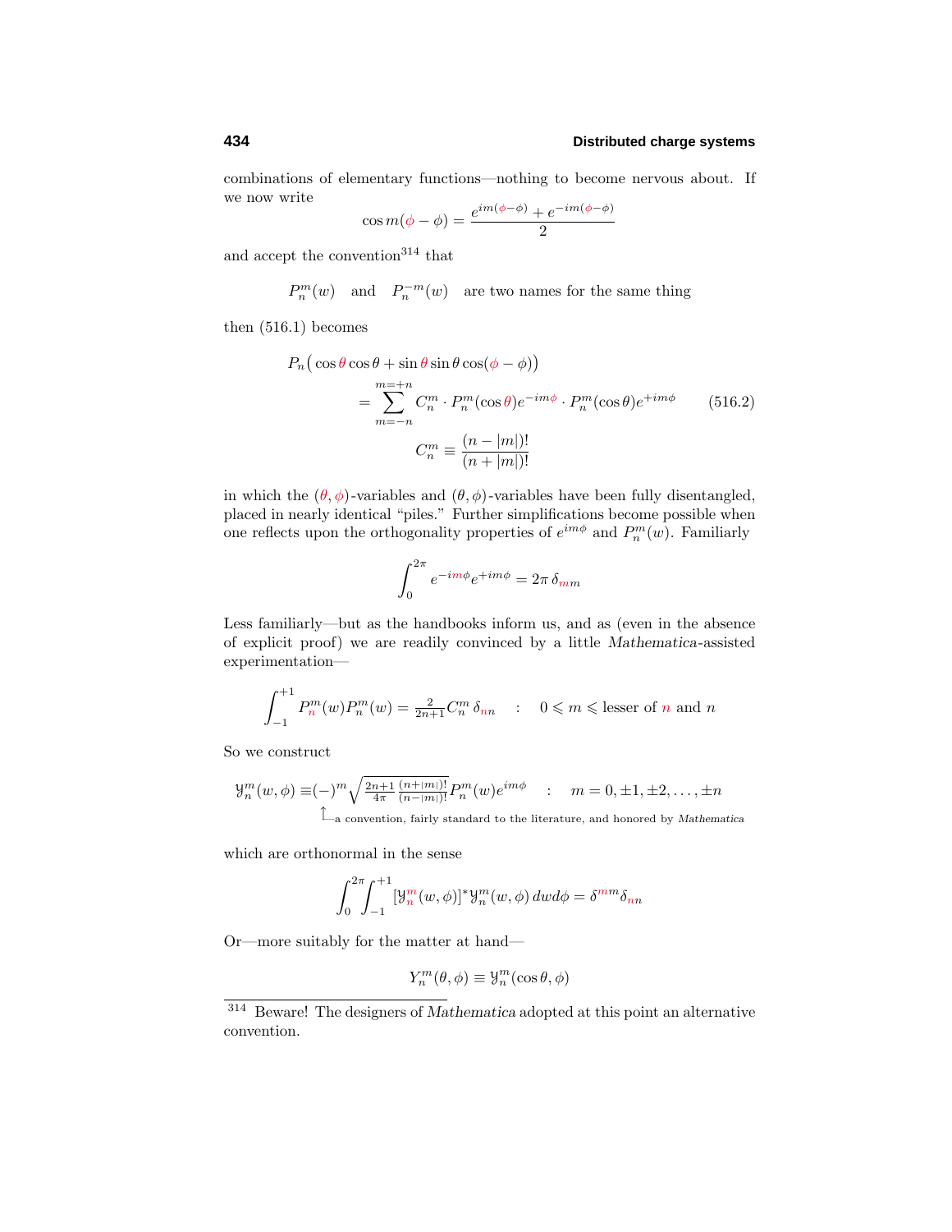combinations of elementary functions—nothing to become nervous about. If we now write

$$\cos m(\phi - \phi) = \frac{e^{im(\phi-\phi)} + e^{-im(\phi-\phi)}}{2}$$

and accept the convention[314] that

$$P_n^m(w) \quad \text{and} \quad P_n^{-m}(w) \quad \text{are two names for the same thing}$$

then (516.1) becomes

$$\begin{aligned} P_n\big(\cos\theta\cos\theta + \sin\theta\sin\theta\cos(\phi-\phi)\big) &\\ = \sum_{m=-n}^{m=+n} C_n^m \cdot P_n^m(\cos\theta)e^{-im\phi} \cdot P_n^m(\cos\theta)e^{+im\phi} & \qquad (516.2) \\ C_n^m \equiv \frac{(n-|m|)!}{(n+|m|)!} & \end{aligned}$$

in which the $(\theta, \phi)$-variables and $(\theta, \phi)$-variables have been fully disentangled, placed in nearly identical "piles." Further simplifications become possible when one reflects upon the orthogonality properties of $e^{im\phi}$ and $P_n^m(w)$. Familiarly

$$\int_0^{2\pi} e^{-im\phi}e^{+im\phi} = 2\pi\,\delta_{mm}$$

Less familiarly—but as the handbooks inform us, and as (even in the absence of explicit proof) we are readily convinced by a little *Mathematica*-assisted experimentation—

$$\int_{-1}^{+1} P_n^m(w)P_n^m(w) = \tfrac{2}{2n+1}C_n^m\,\delta_{nn} \quad : \quad 0 \leqslant m \leqslant \text{lesser of } n \text{ and } n$$

So we construct

$$\mathcal{Y}_n^m(w,\phi) \equiv (-)^m\sqrt{\tfrac{2n+1}{4\pi}\tfrac{(n+|m|)!}{(n-|m|)!}}\,P_n^m(w)e^{im\phi} \quad : \quad m = 0, \pm1, \pm2, \ldots, \pm n$$

↑ a convention, fairly standard to the literature, and honored by *Mathematica*

which are orthonormal in the sense

$$\int_0^{2\pi}\int_{-1}^{+1} [\mathcal{Y}_n^m(w,\phi)]^*\mathcal{Y}_n^m(w,\phi)\,dw d\phi = \delta^{mm}\delta_{nn}$$

Or—more suitably for the matter at hand—

$$Y_n^m(\theta,\phi) \equiv \mathcal{Y}_n^m(\cos\theta,\phi)$$

---

[314] Beware! The designers of *Mathematica* adopted at this point an alternative convention.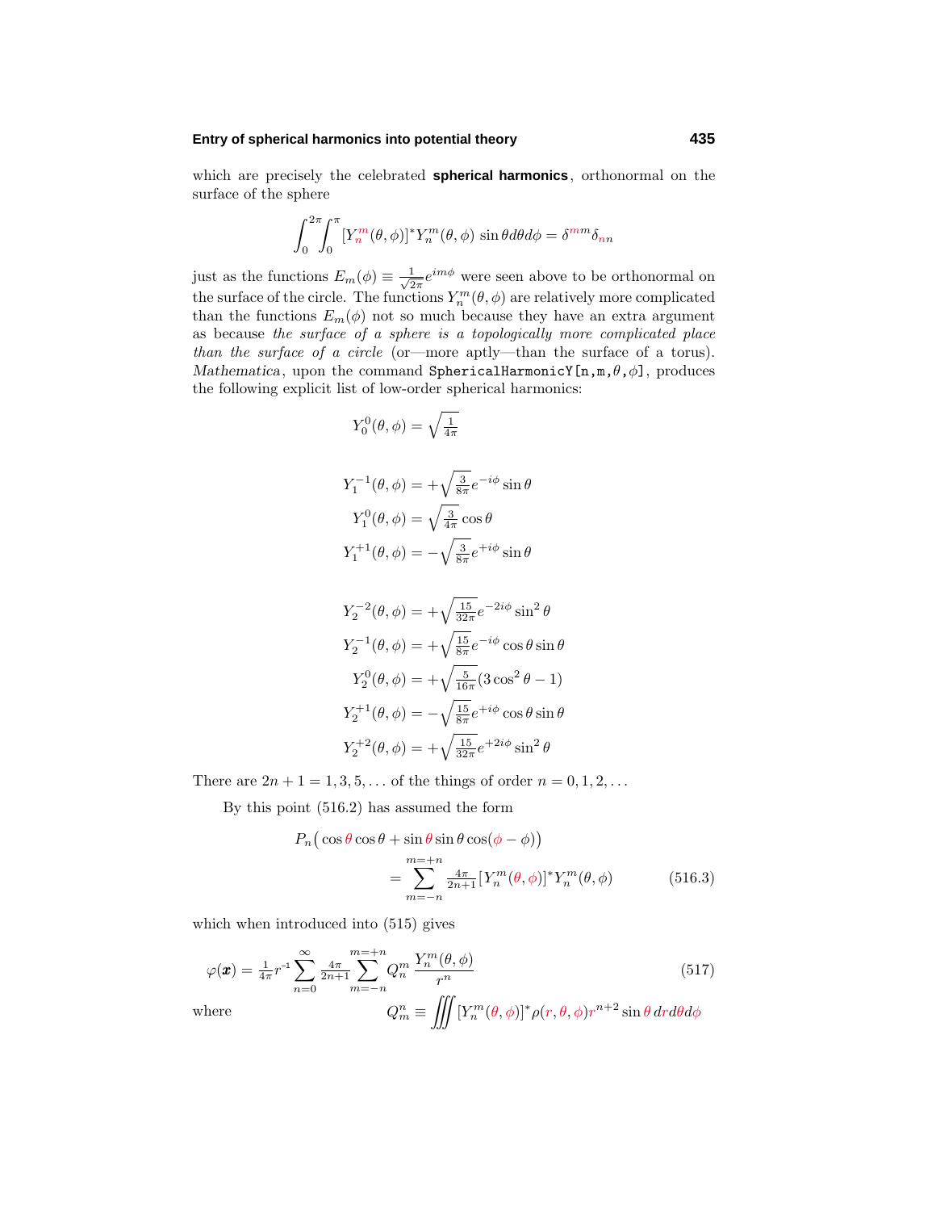which are precisely the celebrated **spherical harmonics**, orthonormal on the surface of the sphere

$$\int_0^{2\pi}\!\!\int_0^{\pi} [Y_n^m(\theta,\phi)]^* Y_n^m(\theta,\phi)\,\sin\theta d\theta d\phi = \delta^{mm}\delta_{nn}$$

just as the functions $E_m(\phi) \equiv \frac{1}{\sqrt{2\pi}}e^{im\phi}$ were seen above to be orthonormal on the surface of the circle. The functions $Y_n^m(\theta,\phi)$ are relatively more complicated than the functions $E_m(\phi)$ not so much because they have an extra argument as because *the surface of a sphere is a topologically more complicated place than the surface of a circle* (or—more aptly—than the surface of a torus). *Mathematica*, upon the command `SphericalHarmonicY[n,m,θ,φ]`, produces the following explicit list of low-order spherical harmonics:

$$Y_0^0(\theta,\phi) = \sqrt{\tfrac{1}{4\pi}}$$

$$\begin{aligned}
Y_1^{-1}(\theta,\phi) &= +\sqrt{\tfrac{3}{8\pi}}e^{-i\phi}\sin\theta\\
Y_1^{0}(\theta,\phi) &= \sqrt{\tfrac{3}{4\pi}}\cos\theta\\
Y_1^{+1}(\theta,\phi) &= -\sqrt{\tfrac{3}{8\pi}}e^{+i\phi}\sin\theta
\end{aligned}$$

$$\begin{aligned}
Y_2^{-2}(\theta,\phi) &= +\sqrt{\tfrac{15}{32\pi}}e^{-2i\phi}\sin^2\theta\\
Y_2^{-1}(\theta,\phi) &= +\sqrt{\tfrac{15}{8\pi}}e^{-i\phi}\cos\theta\sin\theta\\
Y_2^{0}(\theta,\phi) &= +\sqrt{\tfrac{5}{16\pi}}(3\cos^2\theta-1)\\
Y_2^{+1}(\theta,\phi) &= -\sqrt{\tfrac{15}{8\pi}}e^{+i\phi}\cos\theta\sin\theta\\
Y_2^{+2}(\theta,\phi) &= +\sqrt{\tfrac{15}{32\pi}}e^{+2i\phi}\sin^2\theta
\end{aligned}$$

There are $2n+1 = 1, 3, 5, \ldots$ of the things of order $n = 0, 1, 2, \ldots$

By this point (516.2) has assumed the form

$$\begin{aligned}
P_n\big(\cos\theta\cos\theta + \sin\theta\sin\theta\cos(\phi-\phi)\big)&\\
&= \sum_{m=-n}^{m=+n}\tfrac{4\pi}{2n+1}[Y_n^m(\theta,\phi)]^* Y_n^m(\theta,\phi)
\end{aligned}\tag{516.3}$$

which when introduced into (515) gives

$$\varphi(\boldsymbol{x}) = \tfrac{1}{4\pi}r^{-1}\sum_{n=0}^{\infty}\tfrac{4\pi}{2n+1}\sum_{m=-n}^{m=+n}Q_n^m\,\frac{Y_n^m(\theta,\phi)}{r^n}\tag{517}$$

where

$$Q_m^n \equiv \iiint [Y_n^m(\theta,\phi)]^*\rho(r,\theta,\phi)r^{n+2}\sin\theta\,drd\theta d\phi$$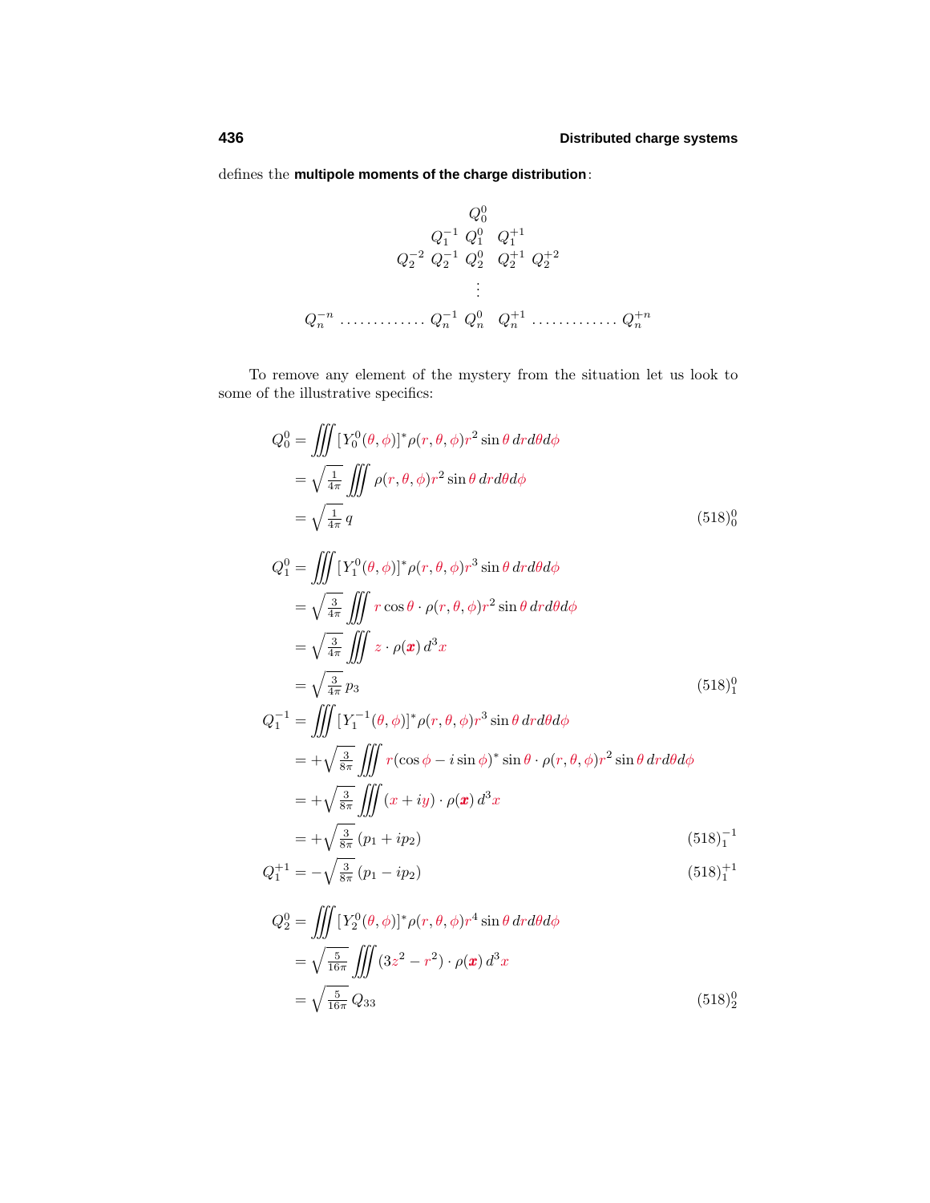defines the **multipole moments of the charge distribution**:

$$
\begin{array}{ccccccc}
 & & & Q_0^0 & & & \\
 & & Q_1^{-1} & Q_1^0 & Q_1^{+1} & & \\
 & Q_2^{-2} & Q_2^{-1} & Q_2^0 & Q_2^{+1} & Q_2^{+2} & \\
 & & & \vdots & & & \\
Q_n^{-n} & \cdots\cdots\cdots\cdots & Q_n^{-1} & Q_n^0 & Q_n^{+1} & \cdots\cdots\cdots\cdots & Q_n^{+n}
\end{array}
$$

To remove any element of the mystery from the situation let us look to some of the illustrative specifics:

$$
\begin{aligned}
Q_0^0 &= \iiint [Y_0^0(\theta,\phi)]^* \rho(r,\theta,\phi) r^2 \sin\theta \, dr d\theta d\phi \\
&= \sqrt{\tfrac{1}{4\pi}} \iiint \rho(r,\theta,\phi) r^2 \sin\theta \, dr d\theta d\phi \\
&= \sqrt{\tfrac{1}{4\pi}}\, q
\end{aligned}
\tag{518$_0^0$}
$$

$$
\begin{aligned}
Q_1^0 &= \iiint [Y_1^0(\theta,\phi)]^* \rho(r,\theta,\phi) r^3 \sin\theta \, dr d\theta d\phi \\
&= \sqrt{\tfrac{3}{4\pi}} \iiint r\cos\theta \cdot \rho(r,\theta,\phi) r^2 \sin\theta \, dr d\theta d\phi \\
&= \sqrt{\tfrac{3}{4\pi}} \iiint z \cdot \rho(\boldsymbol{x})\, d^3x \\
&= \sqrt{\tfrac{3}{4\pi}}\, p_3
\end{aligned}
\tag{518$_1^0$}
$$

$$
\begin{aligned}
Q_1^{-1} &= \iiint [Y_1^{-1}(\theta,\phi)]^* \rho(r,\theta,\phi) r^3 \sin\theta \, dr d\theta d\phi \\
&= +\sqrt{\tfrac{3}{8\pi}} \iiint r(\cos\phi - i\sin\phi)^* \sin\theta \cdot \rho(r,\theta,\phi) r^2 \sin\theta \, dr d\theta d\phi \\
&= +\sqrt{\tfrac{3}{8\pi}} \iiint (x+iy) \cdot \rho(\boldsymbol{x})\, d^3x \\
&= +\sqrt{\tfrac{3}{8\pi}}\, (p_1 + ip_2)
\end{aligned}
\tag{518$_1^{-1}$}
$$

$$
Q_1^{+1} = -\sqrt{\tfrac{3}{8\pi}}\, (p_1 - ip_2) \tag{518$_1^{+1}$}
$$

$$
\begin{aligned}
Q_2^0 &= \iiint [Y_2^0(\theta,\phi)]^* \rho(r,\theta,\phi) r^4 \sin\theta \, dr d\theta d\phi \\
&= \sqrt{\tfrac{5}{16\pi}} \iiint (3z^2 - r^2) \cdot \rho(\boldsymbol{x})\, d^3x \\
&= \sqrt{\tfrac{5}{16\pi}}\, Q_{33}
\end{aligned}
\tag{518$_2^0$}
$$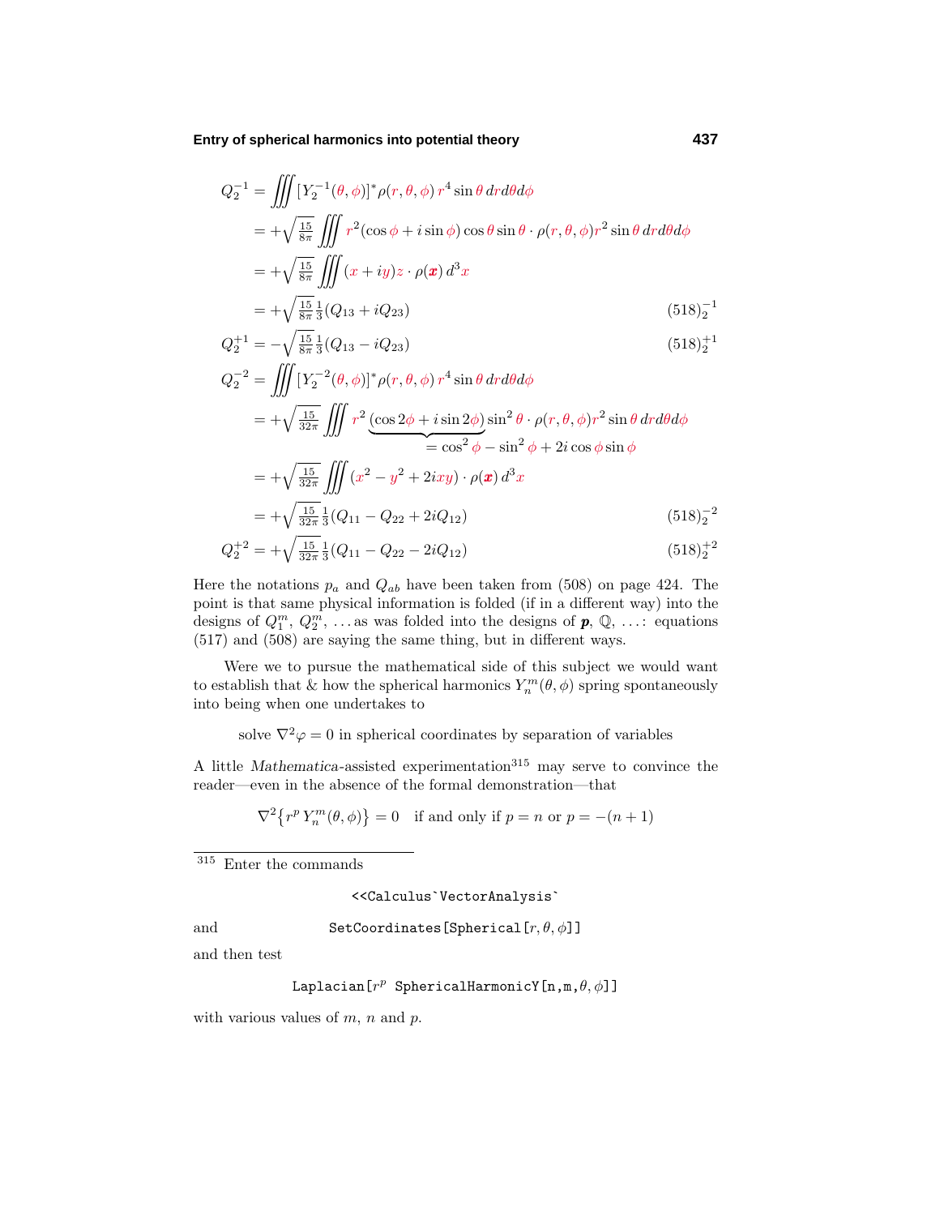$$
\begin{aligned}
Q_2^{-1} &= \iiint [Y_2^{-1}(\theta,\phi)]^* \rho(r,\theta,\phi)\, r^4 \sin\theta\, dr d\theta d\phi \\
&= +\sqrt{\tfrac{15}{8\pi}} \iiint r^2(\cos\phi + i\sin\phi)\cos\theta\sin\theta \cdot \rho(r,\theta,\phi) r^2 \sin\theta\, dr d\theta d\phi \\
&= +\sqrt{\tfrac{15}{8\pi}} \iiint (x+iy)z \cdot \rho(\boldsymbol{x})\, d^3x \\
&= +\sqrt{\tfrac{15}{8\pi}}\tfrac{1}{3}(Q_{13} + iQ_{23}) \qquad (518)_2^{-1}
\end{aligned}
$$

$$
Q_2^{+1} = -\sqrt{\tfrac{15}{8\pi}}\tfrac{1}{3}(Q_{13} - iQ_{23}) \qquad (518)_2^{+1}
$$

$$
\begin{aligned}
Q_2^{-2} &= \iiint [Y_2^{-2}(\theta,\phi)]^* \rho(r,\theta,\phi)\, r^4 \sin\theta\, dr d\theta d\phi \\
&= +\sqrt{\tfrac{15}{32\pi}} \iiint r^2 \underbrace{(\cos 2\phi + i\sin 2\phi)}_{=\cos^2\phi - \sin^2\phi + 2i\cos\phi\sin\phi} \sin^2\theta \cdot \rho(r,\theta,\phi) r^2 \sin\theta\, dr d\theta d\phi \\
&= +\sqrt{\tfrac{15}{32\pi}} \iiint (x^2 - y^2 + 2ixy) \cdot \rho(\boldsymbol{x})\, d^3x \\
&= +\sqrt{\tfrac{15}{32\pi}}\tfrac{1}{3}(Q_{11} - Q_{22} + 2iQ_{12}) \qquad (518)_2^{-2}
\end{aligned}
$$

$$
Q_2^{+2} = +\sqrt{\tfrac{15}{32\pi}}\tfrac{1}{3}(Q_{11} - Q_{22} - 2iQ_{12}) \qquad (518)_2^{+2}
$$

Here the notations $p_a$ and $Q_{ab}$ have been taken from (508) on page 424. The point is that same physical information is folded (if in a different way) into the designs of $Q_1^m$, $Q_2^m$, ... as was folded into the designs of $\boldsymbol{p}$, $\mathbb{Q}$, ...: equations (517) and (508) are saying the same thing, but in different ways.

Were we to pursue the mathematical side of this subject we would want to establish that & how the spherical harmonics $Y_n^m(\theta,\phi)$ spring spontaneously into being when one undertakes to

solve $\nabla^2\varphi = 0$ in spherical coordinates by separation of variables

A little *Mathematica*-assisted experimentation[315] may serve to convince the reader—even in the absence of the formal demonstration—that

$$
\nabla^2\{r^p\, Y_n^m(\theta,\phi)\} = 0 \quad \text{if and only if } p = n \text{ or } p = -(n+1)
$$

---

[315] Enter the commands

```
<<Calculus`VectorAnalysis`
```

and

```
SetCoordinates[Spherical[r,θ,ϕ]]
```

and then test

```
Laplacian[r^p SphericalHarmonicY[n,m,θ,ϕ]]
```

with various values of $m$, $n$ and $p$.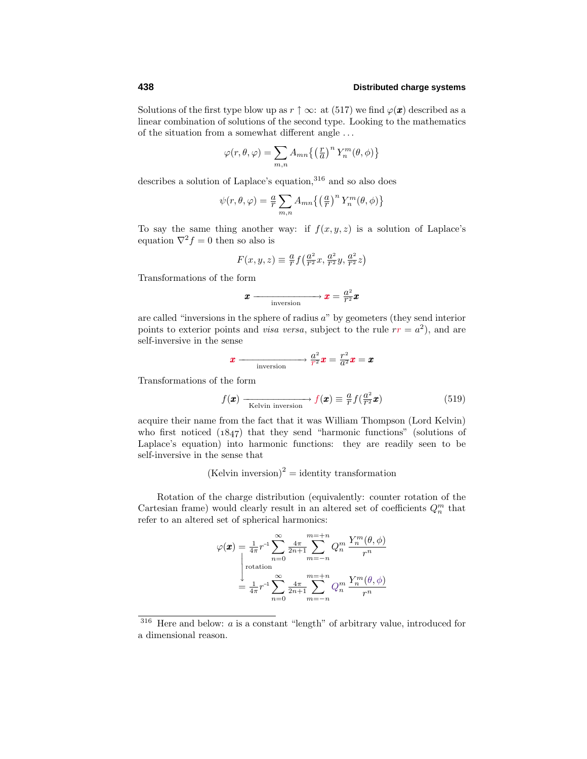Solutions of the first type blow up as $r \uparrow \infty$: at (517) we find $\varphi(\boldsymbol{x})$ described as a linear combination of solutions of the second type. Looking to the mathematics of the situation from a somewhat different angle ...

$$\varphi(r,\theta,\varphi) = \sum_{m,n} A_{mn}\big\{\big(\tfrac{r}{a}\big)^n\, Y_n^m(\theta,\phi)\big\}$$

describes a solution of Laplace's equation,[316] and so also does

$$\psi(r,\theta,\varphi) = \tfrac{a}{r}\sum_{m,n} A_{mn}\big\{\big(\tfrac{a}{r}\big)^n\, Y_n^m(\theta,\phi)\big\}$$

To say the same thing another way: if $f(x,y,z)$ is a solution of Laplace's equation $\nabla^2 f = 0$ then so also is

$$F(x,y,z) \equiv \tfrac{a}{r} f\big(\tfrac{a^2}{r^2}x, \tfrac{a^2}{r^2}y, \tfrac{a^2}{r^2}z\big)$$

Transformations of the form

$$\boldsymbol{x} \xrightarrow[\text{inversion}]{\hspace{2cm}} \boldsymbol{x} = \tfrac{a^2}{r^2}\boldsymbol{x}$$

are called "inversions in the sphere of radius $a$" by geometers (they send interior points to exterior points and *visa versa*, subject to the rule $rr = a^2$), and are self-inversive in the sense

$$\boldsymbol{x} \xrightarrow[\text{inversion}]{\hspace{2cm}} \tfrac{a^2}{r^2}\boldsymbol{x} = \tfrac{r^2}{a^2}\boldsymbol{x} = \boldsymbol{x}$$

Transformations of the form

$$f(\boldsymbol{x}) \xrightarrow[\text{Kelvin inversion}]{\hspace{2cm}} f(\boldsymbol{x}) \equiv \tfrac{a}{r} f\big(\tfrac{a^2}{r^2}\boldsymbol{x}\big) \tag{519}$$

acquire their name from the fact that it was William Thompson (Lord Kelvin) who first noticed (1847) that they send "harmonic functions" (solutions of Laplace's equation) into harmonic functions: they are readily seen to be self-inversive in the sense that

$$(\text{Kelvin inversion})^2 = \text{identity transformation}$$

Rotation of the charge distribution (equivalently: counter rotation of the Cartesian frame) would clearly result in an altered set of coefficients $Q_n^m$ that refer to an altered set of spherical harmonics:

$$\begin{aligned}
\varphi(\boldsymbol{x}) &= \tfrac{1}{4\pi} r^{-1} \sum_{n=0}^{\infty} \tfrac{4\pi}{2n+1} \sum_{m=-n}^{m=+n} Q_n^m\, \frac{Y_n^m(\theta,\phi)}{r^n} \\
&\big\downarrow \text{rotation} \\
&= \tfrac{1}{4\pi} r^{-1} \sum_{n=0}^{\infty} \tfrac{4\pi}{2n+1} \sum_{m=-n}^{m=+n} Q_n^m\, \frac{Y_n^m(\theta,\phi)}{r^n}
\end{aligned}$$

---

[316] Here and below: $a$ is a constant "length" of arbitrary value, introduced for a dimensional reason.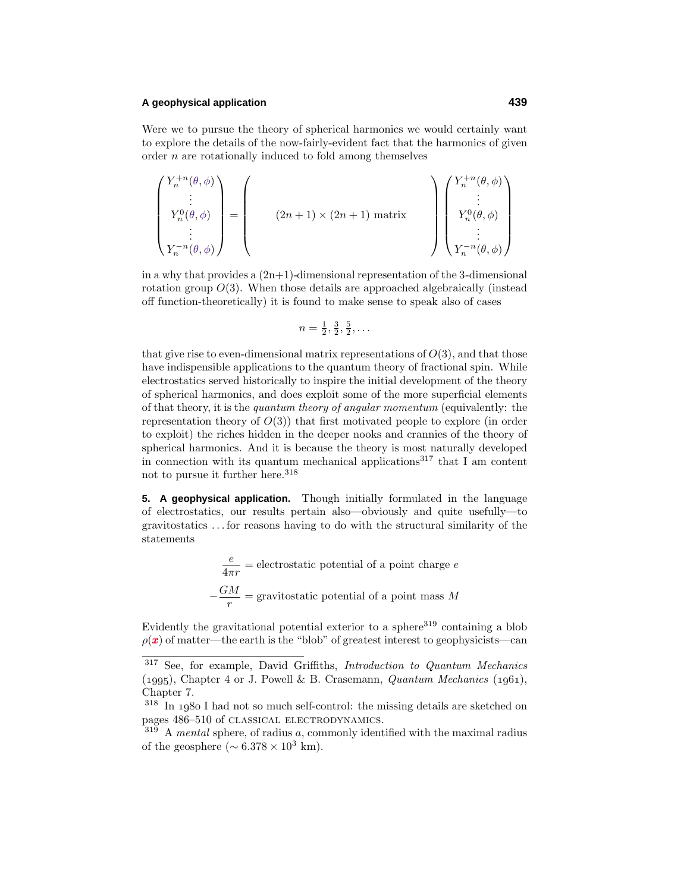Were we to pursue the theory of spherical harmonics we would certainly want to explore the details of the now-fairly-evident fact that the harmonics of given order $n$ are rotationally induced to fold among themselves

$$\begin{pmatrix} Y_n^{+n}(\theta,\phi) \\ \vdots \\ Y_n^{0}(\theta,\phi) \\ \vdots \\ Y_n^{-n}(\theta,\phi) \end{pmatrix} = \begin{pmatrix} & & \\ & (2n+1)\times(2n+1) \text{ matrix} & \\ & & \end{pmatrix} \begin{pmatrix} Y_n^{+n}(\theta,\phi) \\ \vdots \\ Y_n^{0}(\theta,\phi) \\ \vdots \\ Y_n^{-n}(\theta,\phi) \end{pmatrix}$$

in a why that provides a (2n+1)-dimensional representation of the 3-dimensional rotation group $O(3)$. When those details are approached algebraically (instead off function-theoretically) it is found to make sense to speak also of cases

$$n = \tfrac{1}{2}, \tfrac{3}{2}, \tfrac{5}{2}, \ldots$$

that give rise to even-dimensional matrix representations of $O(3)$, and that those have indispensible applications to the quantum theory of fractional spin. While electrostatics served historically to inspire the initial development of the theory of spherical harmonics, and does exploit some of the more superficial elements of that theory, it is the *quantum theory of angular momentum* (equivalently: the representation theory of $O(3)$) that first motivated people to explore (in order to exploit) the riches hidden in the deeper nooks and crannies of the theory of spherical harmonics. And it is because the theory is most naturally developed in connection with its quantum mechanical applications[317] that I am content not to pursue it further here.[318]

**5. A geophysical application.** Though initially formulated in the language of electrostatics, our results pertain also—obviously and quite usefully—to gravitostatics . . . for reasons having to do with the structural similarity of the statements

$$\frac{e}{4\pi r} = \text{electrostatic potential of a point charge } e$$

$$-\frac{GM}{r} = \text{gravitostatic potential of a point mass } M$$

Evidently the gravitational potential exterior to a sphere[319] containing a blob $\rho(\boldsymbol{x})$ of matter—the earth is the "blob" of greatest interest to geophysicists—can

---

[317] See, for example, David Griffiths, *Introduction to Quantum Mechanics* (1995), Chapter 4 or J. Powell & B. Crasemann, *Quantum Mechanics* (1961), Chapter 7.

[318] In 1980 I had not so much self-control: the missing details are sketched on pages 486–510 of CLASSICAL ELECTRODYNAMICS.

[319] A *mental* sphere, of radius $a$, commonly identified with the maximal radius of the geosphere ($\sim 6.378 \times 10^3$ km).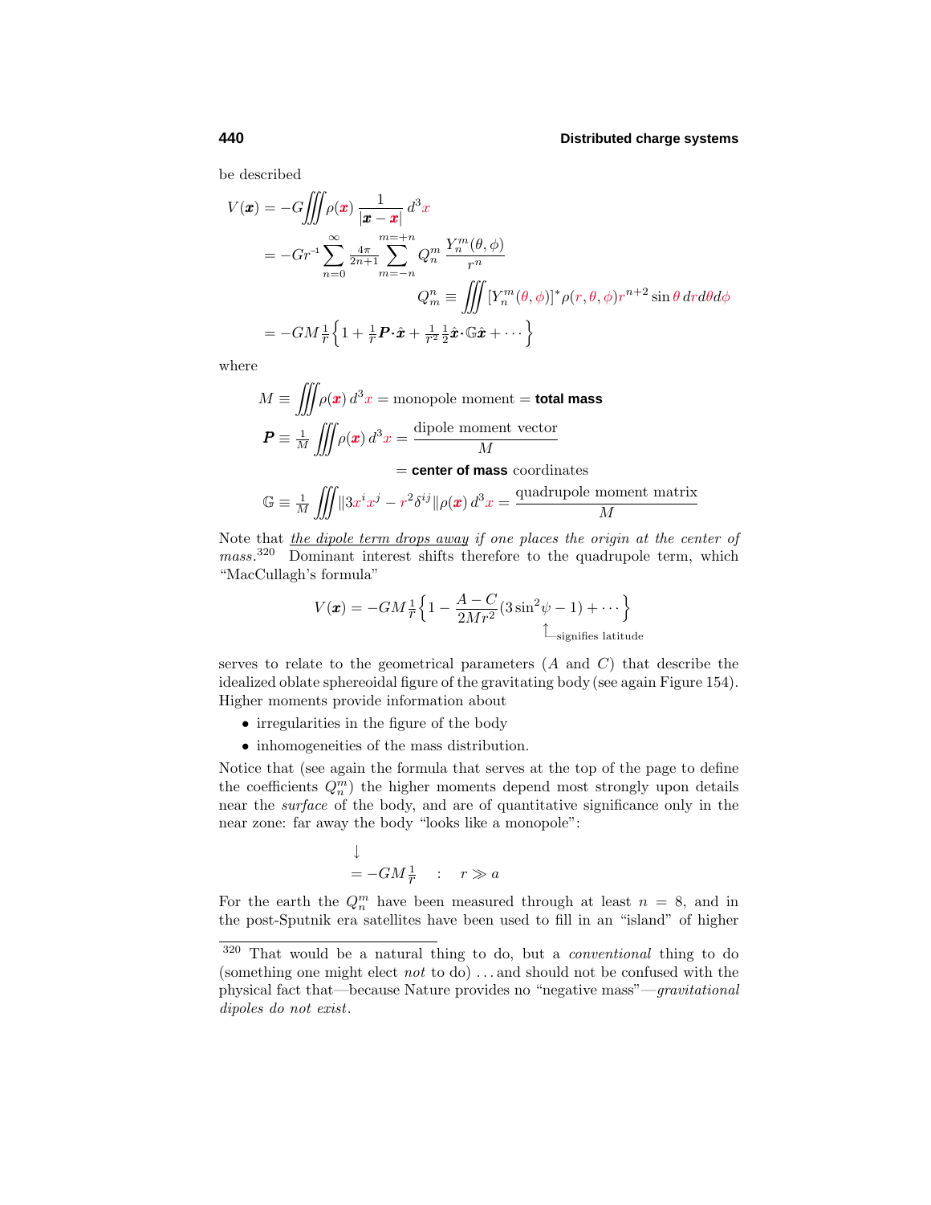be described

$$
\begin{aligned}
V(\boldsymbol{x}) &= -G\iiint \rho(\boldsymbol{x})\,\frac{1}{|\boldsymbol{x}-\boldsymbol{x}|}\,d^3x \\
&= -Gr^{-1}\sum_{n=0}^{\infty}\tfrac{4\pi}{2n+1}\sum_{m=-n}^{m=+n} Q_n^m\,\frac{Y_n^m(\theta,\phi)}{r^n} \\
&\qquad\qquad\qquad Q_m^n \equiv \iiint [Y_n^m(\theta,\phi)]^*\rho(r,\theta,\phi)r^{n+2}\sin\theta\,dr d\theta d\phi \\
&= -GM\tfrac{1}{r}\Big\{1+\tfrac{1}{r}\boldsymbol{P}\!\cdot\!\hat{\boldsymbol{x}}+\tfrac{1}{r^2}\tfrac{1}{2}\hat{\boldsymbol{x}}\!\cdot\!\mathbb{G}\hat{\boldsymbol{x}}+\cdots\Big\}
\end{aligned}
$$

where

$$
\begin{aligned}
M &\equiv \iiint \rho(\boldsymbol{x})\,d^3x = \text{monopole moment} = \textbf{total mass} \\
\boldsymbol{P} &\equiv \tfrac{1}{M}\iiint \rho(\boldsymbol{x})\,d^3x = \frac{\text{dipole moment vector}}{M} \\
&\qquad\qquad = \textbf{center of mass}\text{ coordinates} \\
\mathbb{G} &\equiv \tfrac{1}{M}\iiint \|3x^ix^j - r^2\delta^{ij}\|\rho(\boldsymbol{x})\,d^3x = \frac{\text{quadrupole moment matrix}}{M}
\end{aligned}
$$

Note that <u>the dipole term drops away</u> *if one places the origin at the center of mass*.[320] Dominant interest shifts therefore to the quadrupole term, which "MacCullagh's formula"

$$
V(\boldsymbol{x}) = -GM\tfrac{1}{r}\Big\{1-\frac{A-C}{2Mr^2}(3\sin^2\psi-1)+\cdots\Big\}
$$

($\psi$ signifies latitude)

serves to relate to the geometrical parameters ($A$ and $C$) that describe the idealized oblate sphereoidal figure of the gravitating body (see again Figure 154). Higher moments provide information about

- irregularities in the figure of the body
- inhomogeneities of the mass distribution.

Notice that (see again the formula that serves at the top of the page to define the coefficients $Q_n^m$) the higher moments depend most strongly upon details near the *surface* of the body, and are of quantitative significance only in the near zone: far away the body "looks like a monopole":

$$
\downarrow \\
= -GM\tfrac{1}{r} \quad : \quad r \gg a
$$

For the earth the $Q_n^m$ have been measured through at least $n = 8$, and in the post-Sputnik era satellites have been used to fill in an "island" of higher

---

[320] That would be a natural thing to do, but a *conventional* thing to do (something one might elect *not* to do) ...and should not be confused with the physical fact that—because Nature provides no "negative mass"—*gravitational dipoles do not exist*.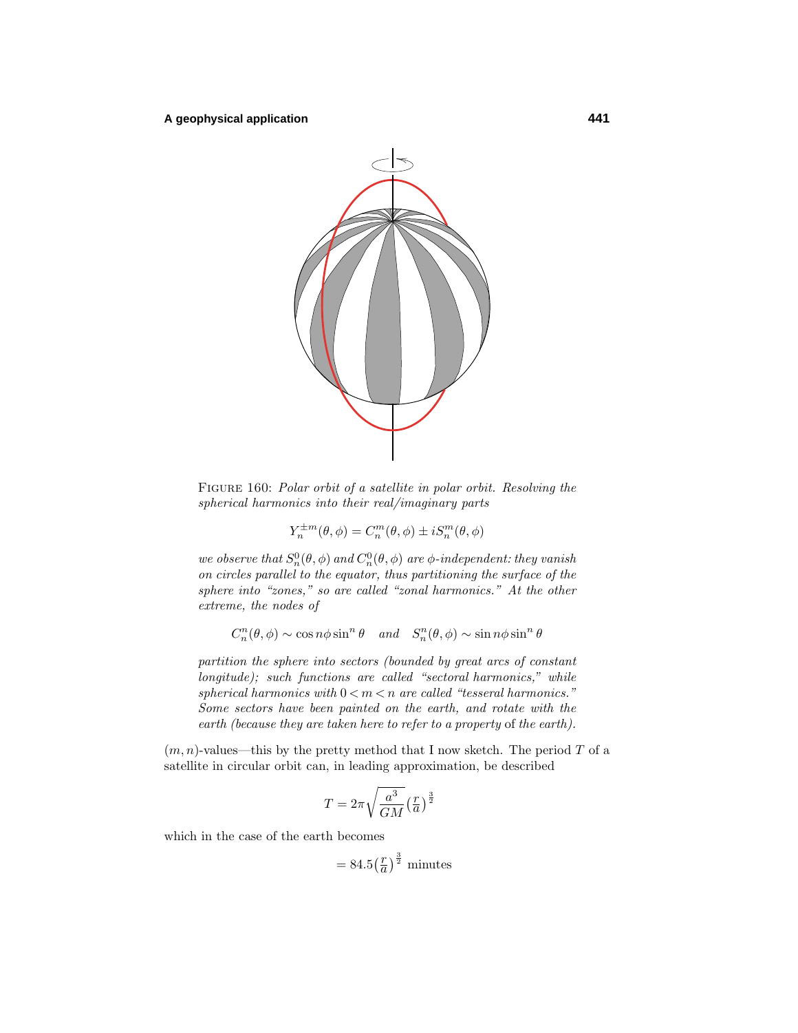FIGURE 160: *Polar orbit of a satellite in polar orbit. Resolving the spherical harmonics into their real/imaginary parts*

$$Y_n^{\pm m}(\theta,\phi) = C_n^m(\theta,\phi) \pm iS_n^m(\theta,\phi)$$

*we observe that $S_n^0(\theta,\phi)$ and $C_n^0(\theta,\phi)$ are $\phi$-independent: they vanish on circles parallel to the equator, thus partitioning the surface of the sphere into "zones," so are called "zonal harmonics." At the other extreme, the nodes of*

$$C_n^n(\theta,\phi) \sim \cos n\phi \sin^n\theta \quad \textit{and} \quad S_n^n(\theta,\phi) \sim \sin n\phi \sin^n\theta$$

*partition the sphere into sectors (bounded by great arcs of constant longitude); such functions are called "sectoral harmonics," while spherical harmonics with $0 < m < n$ are called "tesseral harmonics." Some sectors have been painted on the earth, and rotate with the earth (because they are taken here to refer to a property* of *the earth).*

$(m,n)$-values—this by the pretty method that I now sketch. The period $T$ of a satellite in circular orbit can, in leading approximation, be described

$$T = 2\pi\sqrt{\frac{a^3}{GM}}\left(\tfrac{r}{a}\right)^{\frac{3}{2}}$$

which in the case of the earth becomes

$$= 84.5\left(\tfrac{r}{a}\right)^{\frac{3}{2}} \text{ minutes}$$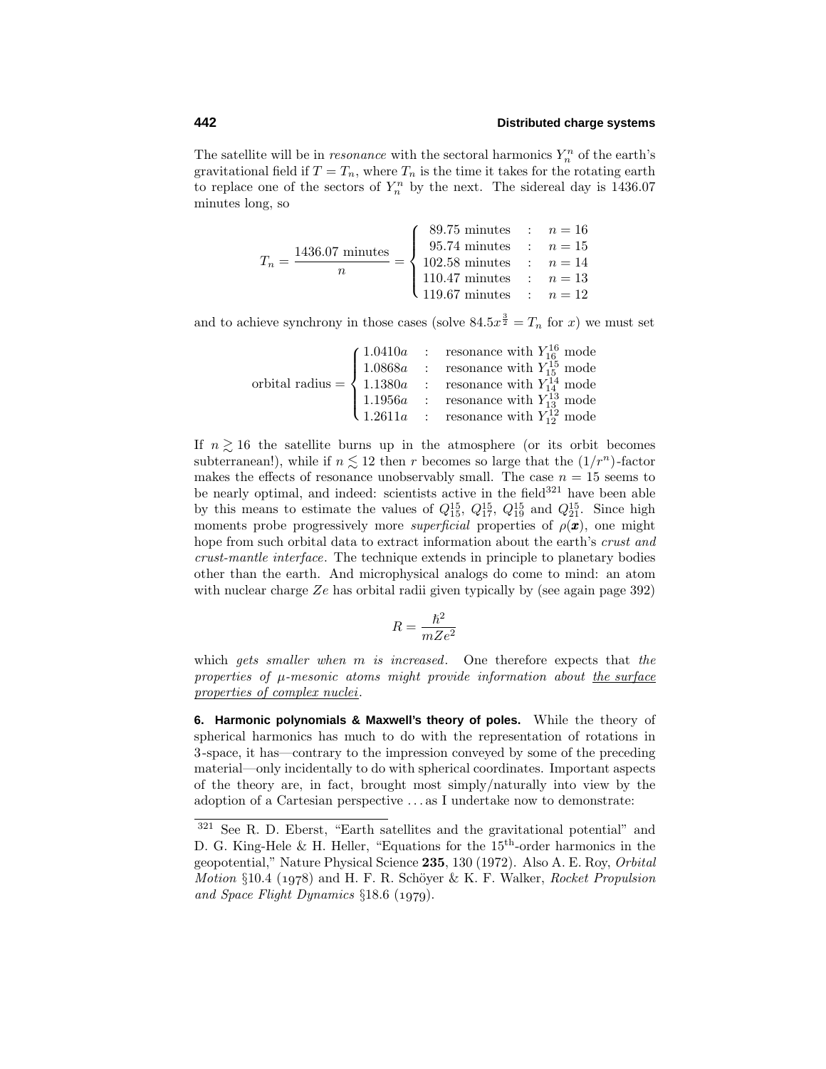The satellite will be in *resonance* with the sectoral harmonics $Y_n^n$ of the earth's gravitational field if $T = T_n$, where $T_n$ is the time it takes for the rotating earth to replace one of the sectors of $Y_n^n$ by the next. The sidereal day is 1436.07 minutes long, so

$$T_n = \frac{1436.07 \text{ minutes}}{n} = \begin{cases} 89.75 \text{ minutes} & : \quad n = 16 \\ 95.74 \text{ minutes} & : \quad n = 15 \\ 102.58 \text{ minutes} & : \quad n = 14 \\ 110.47 \text{ minutes} & : \quad n = 13 \\ 119.67 \text{ minutes} & : \quad n = 12 \end{cases}$$

and to achieve synchrony in those cases (solve $84.5x^{\frac{3}{2}} = T_n$ for $x$) we must set

$$\text{orbital radius} = \begin{cases} 1.0410a & : \quad \text{resonance with } Y_{16}^{16} \text{ mode} \\ 1.0868a & : \quad \text{resonance with } Y_{15}^{15} \text{ mode} \\ 1.1380a & : \quad \text{resonance with } Y_{14}^{14} \text{ mode} \\ 1.1956a & : \quad \text{resonance with } Y_{13}^{13} \text{ mode} \\ 1.2611a & : \quad \text{resonance with } Y_{12}^{12} \text{ mode} \end{cases}$$

If $n \gtrsim 16$ the satellite burns up in the atmosphere (or its orbit becomes subterranean!), while if $n \lesssim 12$ then $r$ becomes so large that the $(1/r^n)$-factor makes the effects of resonance unobservably small. The case $n = 15$ seems to be nearly optimal, and indeed: scientists active in the field[321] have been able by this means to estimate the values of $Q_{15}^{15}$, $Q_{17}^{15}$, $Q_{19}^{15}$ and $Q_{21}^{15}$. Since high moments probe progressively more *superficial* properties of $\rho(\boldsymbol{x})$, one might hope from such orbital data to extract information about the earth's *crust and crust-mantle interface*. The technique extends in principle to planetary bodies other than the earth. And microphysical analogs do come to mind: an atom with nuclear charge $Ze$ has orbital radii given typically by (see again page 392)

$$R = \frac{\hbar^2}{mZe^2}$$

which *gets smaller when m is increased*. One therefore expects that *the properties of μ-mesonic atoms might provide information about the surface properties of complex nuclei*.

**6. Harmonic polynomials & Maxwell's theory of poles.** While the theory of spherical harmonics has much to do with the representation of rotations in 3-space, it has—contrary to the impression conveyed by some of the preceding material—only incidentally to do with spherical coordinates. Important aspects of the theory are, in fact, brought most simply/naturally into view by the adoption of a Cartesian perspective ... as I undertake now to demonstrate:

[321] See R. D. Eberst, "Earth satellites and the gravitational potential" and D. G. King-Hele & H. Heller, "Equations for the 15th-order harmonics in the geopotential," Nature Physical Science **235**, 130 (1972). Also A. E. Roy, *Orbital Motion* §10.4 (1978) and H. F. R. Schöyer & K. F. Walker, *Rocket Propulsion and Space Flight Dynamics* §18.6 (1979).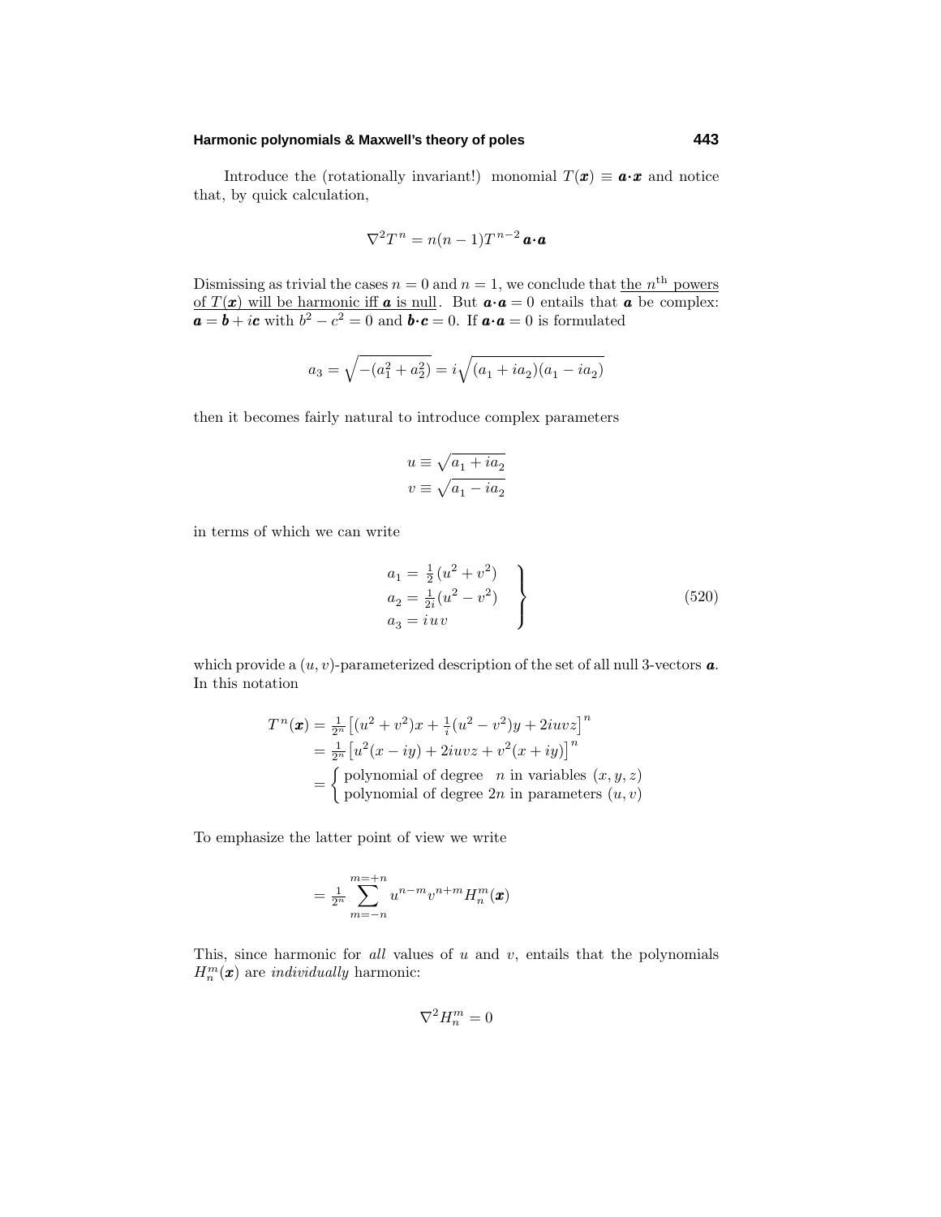Introduce the (rotationally invariant!) monomial $T(\boldsymbol{x}) \equiv \boldsymbol{a}\cdot\boldsymbol{x}$ and notice that, by quick calculation,

$$\nabla^2 T^n = n(n-1)T^{n-2}\,\boldsymbol{a}\cdot\boldsymbol{a}$$

Dismissing as trivial the cases $n=0$ and $n=1$, we conclude that <u>the $n^{\text{th}}$ powers of $T(\boldsymbol{x})$ will be harmonic iff $\boldsymbol{a}$ is null</u>. But $\boldsymbol{a}\cdot\boldsymbol{a}=0$ entails that $\boldsymbol{a}$ be complex: $\boldsymbol{a} = \boldsymbol{b} + i\boldsymbol{c}$ with $b^2 - c^2 = 0$ and $\boldsymbol{b}\cdot\boldsymbol{c} = 0$. If $\boldsymbol{a}\cdot\boldsymbol{a}=0$ is formulated

$$a_3 = \sqrt{-(a_1^2 + a_2^2)} = i\sqrt{(a_1 + ia_2)(a_1 - ia_2)}$$

then it becomes fairly natural to introduce complex parameters

$$\begin{aligned} u &\equiv \sqrt{a_1 + ia_2} \\ v &\equiv \sqrt{a_1 - ia_2} \end{aligned}$$

in terms of which we can write

$$\left.\begin{aligned} a_1 &= \tfrac{1}{2}(u^2 + v^2) \\ a_2 &= \tfrac{1}{2i}(u^2 - v^2) \\ a_3 &= iuv \end{aligned}\right\} \tag{520}$$

which provide a $(u,v)$-parameterized description of the set of all null 3-vectors $\boldsymbol{a}$. In this notation

$$\begin{aligned} T^n(\boldsymbol{x}) &= \tfrac{1}{2^n}\big[(u^2+v^2)x + \tfrac{1}{i}(u^2-v^2)y + 2iuvz\big]^n \\ &= \tfrac{1}{2^n}\big[u^2(x-iy) + 2iuvz + v^2(x+iy)\big]^n \\ &= \begin{cases} \text{polynomial of degree } \ \ n \text{ in variables } (x,y,z) \\ \text{polynomial of degree } 2n \text{ in parameters } (u,v) \end{cases} \end{aligned}$$

To emphasize the latter point of view we write

$$= \tfrac{1}{2^n}\sum_{m=-n}^{m=+n} u^{n-m}v^{n+m}H_n^m(\boldsymbol{x})$$

This, since harmonic for *all* values of $u$ and $v$, entails that the polynomials $H_n^m(\boldsymbol{x})$ are *individually* harmonic:

$$\nabla^2 H_n^m = 0$$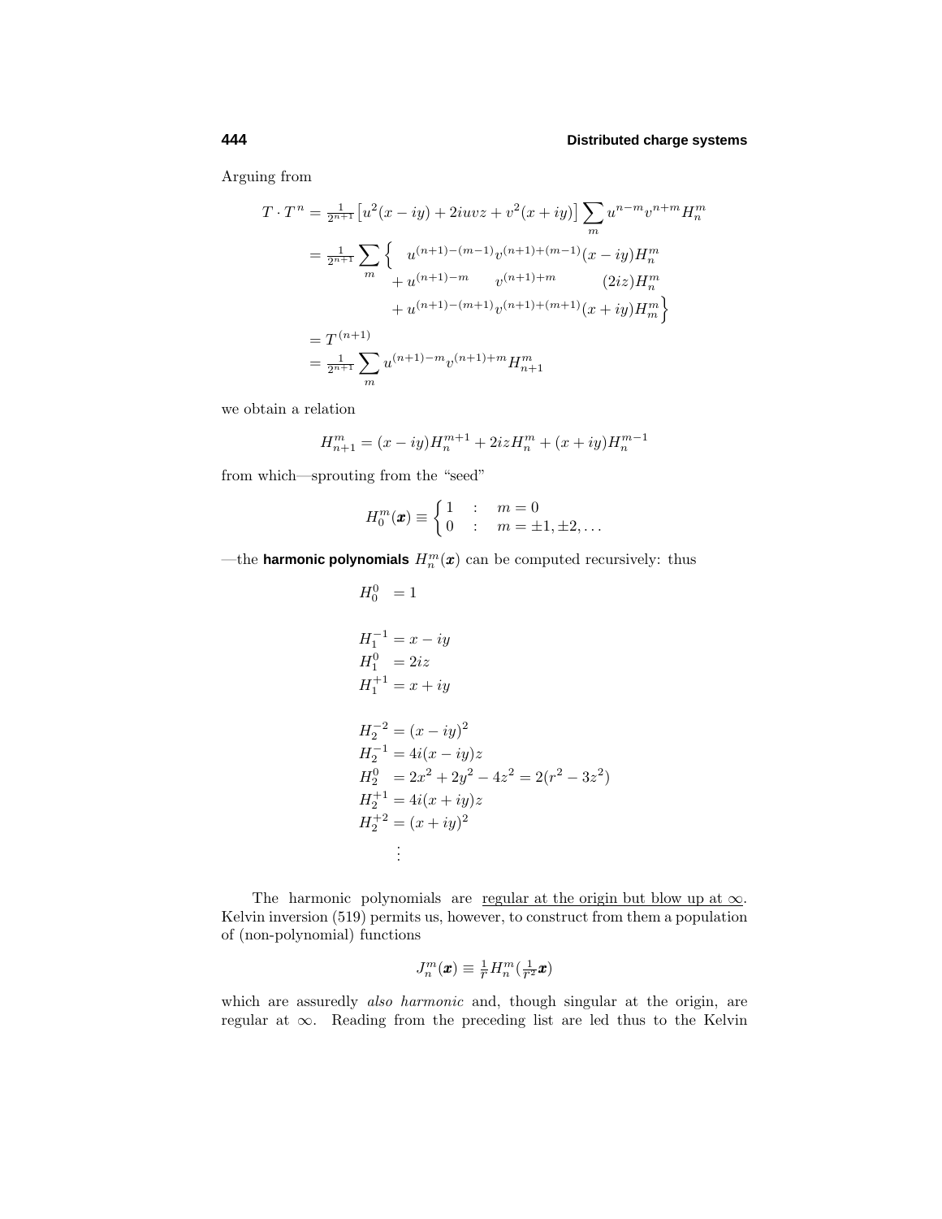Arguing from

$$
\begin{aligned}
T\cdot T^n &= \tfrac{1}{2^{n+1}}\big[u^2(x-iy)+2iuvz+v^2(x+iy)\big]\sum_m u^{n-m}v^{n+m}H_n^m\\
&= \tfrac{1}{2^{n+1}}\sum_m\Big\{\quad u^{(n+1)-(m-1)}v^{(n+1)+(m-1)}(x-iy)H_n^m\\
&\qquad\qquad + u^{(n+1)-m}\qquad v^{(n+1)+m}\qquad\quad (2iz)H_n^m\\
&\qquad\qquad + u^{(n+1)-(m+1)}v^{(n+1)+(m+1)}(x+iy)H_m^m\Big\}\\
&= T^{(n+1)}\\
&= \tfrac{1}{2^{n+1}}\sum_m u^{(n+1)-m}v^{(n+1)+m}H_{n+1}^m
\end{aligned}
$$

we obtain a relation

$$
H_{n+1}^m = (x-iy)H_n^{m+1} + 2izH_n^m + (x+iy)H_n^{m-1}
$$

from which—sprouting from the "seed"

$$
H_0^m(\boldsymbol{x}) \equiv \begin{cases} 1 & : \quad m=0 \\ 0 & : \quad m=\pm1,\pm2,\ldots \end{cases}
$$

—the **harmonic polynomials** $H_n^m(\boldsymbol{x})$ can be computed recursively: thus

$$
\begin{aligned}
H_0^0 &= 1\\[1em]
H_1^{-1} &= x-iy\\
H_1^0 &= 2iz\\
H_1^{+1} &= x+iy\\[1em]
H_2^{-2} &= (x-iy)^2\\
H_2^{-1} &= 4i(x-iy)z\\
H_2^0 &= 2x^2+2y^2-4z^2 = 2(r^2-3z^2)\\
H_2^{+1} &= 4i(x+iy)z\\
H_2^{+2} &= (x+iy)^2\\
&\ \vdots
\end{aligned}
$$

The harmonic polynomials are <u>regular at the origin but blow up at $\infty$</u>. Kelvin inversion (519) permits us, however, to construct from them a population of (non-polynomial) functions

$$
J_n^m(\boldsymbol{x}) \equiv \tfrac{1}{r}H_n^m(\tfrac{1}{r^2}\boldsymbol{x})
$$

which are assuredly *also harmonic* and, though singular at the origin, are regular at $\infty$. Reading from the preceding list are led thus to the Kelvin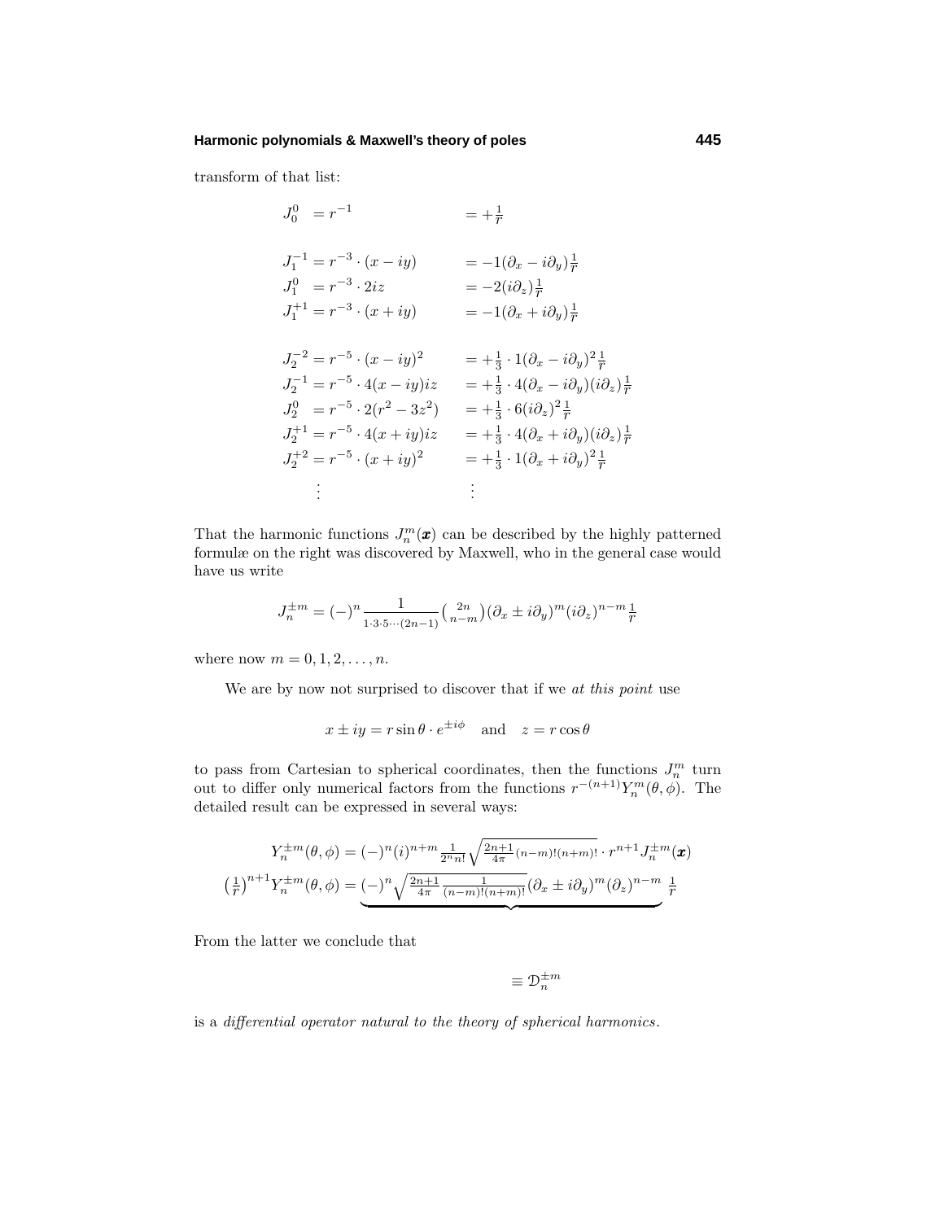transform of that list:

$$
\begin{aligned}
J_0^0 &= r^{-1} & &= +\tfrac{1}{r} \\[1em]
J_1^{-1} &= r^{-3} \cdot (x - iy) & &= -1(\partial_x - i\partial_y)\tfrac{1}{r} \\
J_1^0 &= r^{-3} \cdot 2iz & &= -2(i\partial_z)\tfrac{1}{r} \\
J_1^{+1} &= r^{-3} \cdot (x + iy) & &= -1(\partial_x + i\partial_y)\tfrac{1}{r} \\[1em]
J_2^{-2} &= r^{-5} \cdot (x - iy)^2 & &= +\tfrac{1}{3} \cdot 1(\partial_x - i\partial_y)^2\tfrac{1}{r} \\
J_2^{-1} &= r^{-5} \cdot 4(x - iy)iz & &= +\tfrac{1}{3} \cdot 4(\partial_x - i\partial_y)(i\partial_z)\tfrac{1}{r} \\
J_2^0 &= r^{-5} \cdot 2(r^2 - 3z^2) & &= +\tfrac{1}{3} \cdot 6(i\partial_z)^2\tfrac{1}{r} \\
J_2^{+1} &= r^{-5} \cdot 4(x + iy)iz & &= +\tfrac{1}{3} \cdot 4(\partial_x + i\partial_y)(i\partial_z)\tfrac{1}{r} \\
J_2^{+2} &= r^{-5} \cdot (x + iy)^2 & &= +\tfrac{1}{3} \cdot 1(\partial_x + i\partial_y)^2\tfrac{1}{r} \\
&\ \vdots & &\ \vdots
\end{aligned}
$$

That the harmonic functions $J_n^m(\boldsymbol{x})$ can be described by the highly patterned formulæ on the right was discovered by Maxwell, who in the general case would have us write

$$
J_n^{\pm m} = (-)^n \frac{1}{1\cdot 3\cdot 5 \cdots (2n-1)} \binom{2n}{n-m} (\partial_x \pm i\partial_y)^m (i\partial_z)^{n-m} \tfrac{1}{r}
$$

where now $m = 0, 1, 2, \ldots, n$.

We are by now not surprised to discover that if we *at this point* use

$$
x \pm iy = r \sin\theta \cdot e^{\pm i\phi} \quad \text{and} \quad z = r\cos\theta
$$

to pass from Cartesian to spherical coordinates, then the functions $J_n^m$ turn out to differ only numerical factors from the functions $r^{-(n+1)} Y_n^m(\theta, \phi)$. The detailed result can be expressed in several ways:

$$
\begin{aligned}
Y_n^{\pm m}(\theta,\phi) &= (-)^n (i)^{n+m} \tfrac{1}{2^n n!} \sqrt{\tfrac{2n+1}{4\pi}(n-m)!(n+m)!} \cdot r^{n+1} J_n^{\pm m}(\boldsymbol{x}) \\
\left(\tfrac{1}{r}\right)^{n+1} Y_n^{\pm m}(\theta,\phi) &= \underbrace{(-)^n \sqrt{\tfrac{2n+1}{4\pi} \tfrac{1}{(n-m)!(n+m)!}} (\partial_x \pm i\partial_y)^m (\partial_z)^{n-m}}\ \tfrac{1}{r}
\end{aligned}
$$

From the latter we conclude that

$$
\equiv \mathcal{D}_n^{\pm m}
$$

is a *differential operator natural to the theory of spherical harmonics*.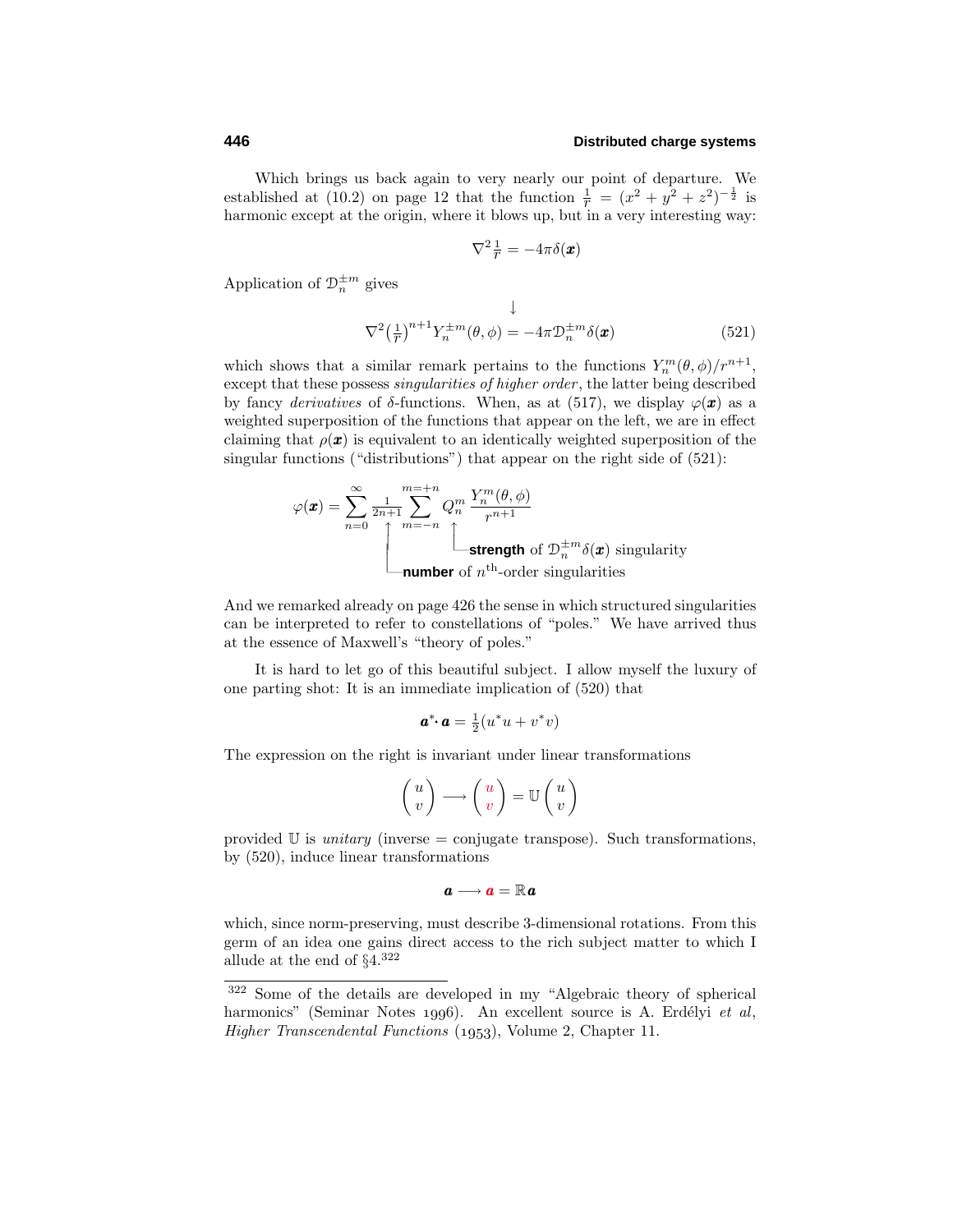Which brings us back again to very nearly our point of departure. We established at (10.2) on page 12 that the function $\frac{1}{r} = (x^2 + y^2 + z^2)^{-\frac{1}{2}}$ is harmonic except at the origin, where it blows up, but in a very interesting way:

$$\nabla^2 \tfrac{1}{r} = -4\pi\delta(\boldsymbol{x})$$

Application of $\mathcal{D}_n^{\pm m}$ gives

$$\nabla^2 \big(\tfrac{1}{r}\big)^{n+1} Y_n^{\pm m}(\theta,\phi) = -4\pi \mathcal{D}_n^{\pm m}\delta(\boldsymbol{x}) \tag{521}$$

which shows that a similar remark pertains to the functions $Y_n^m(\theta,\phi)/r^{n+1}$, except that these possess *singularities of higher order*, the latter being described by fancy *derivatives* of $\delta$-functions. When, as at (517), we display $\varphi(\boldsymbol{x})$ as a weighted superposition of the functions that appear on the left, we are in effect claiming that $\rho(\boldsymbol{x})$ is equivalent to an identically weighted superposition of the singular functions ("distributions") that appear on the right side of (521):

$$\varphi(\boldsymbol{x}) = \sum_{n=0}^{\infty} \tfrac{1}{2n+1} \sum_{m=-n}^{m=+n} Q_n^m \, \frac{Y_n^m(\theta,\phi)}{r^{n+1}}$$

where $\frac{1}{2n+1}$ refers to the **number** of $n^{\text{th}}$-order singularities, and $Q_n^m$ to the **strength** of $\mathcal{D}_n^{\pm m}\delta(\boldsymbol{x})$ singularity.

And we remarked already on page 426 the sense in which structured singularities can be interpreted to refer to constellations of "poles." We have arrived thus at the essence of Maxwell's "theory of poles."

It is hard to let go of this beautiful subject. I allow myself the luxury of one parting shot: It is an immediate implication of (520) that

$$\boldsymbol{a}^*\!\cdot \boldsymbol{a} = \tfrac{1}{2}(u^*u + v^*v)$$

The expression on the right is invariant under linear transformations

$$\begin{pmatrix} u \\ v \end{pmatrix} \longrightarrow \begin{pmatrix} u \\ v \end{pmatrix} = \mathbb{U}\begin{pmatrix} u \\ v \end{pmatrix}$$

provided $\mathbb{U}$ is *unitary* (inverse = conjugate transpose). Such transformations, by (520), induce linear transformations

$$\boldsymbol{a} \longrightarrow \boldsymbol{a} = \mathbb{R}\boldsymbol{a}$$

which, since norm-preserving, must describe 3-dimensional rotations. From this germ of an idea one gains direct access to the rich subject matter to which I allude at the end of §4.[322]

---

[322] Some of the details are developed in my "Algebraic theory of spherical harmonics" (Seminar Notes 1996). An excellent source is A. Erdélyi *et al*, *Higher Transcendental Functions* (1953), Volume 2, Chapter 11.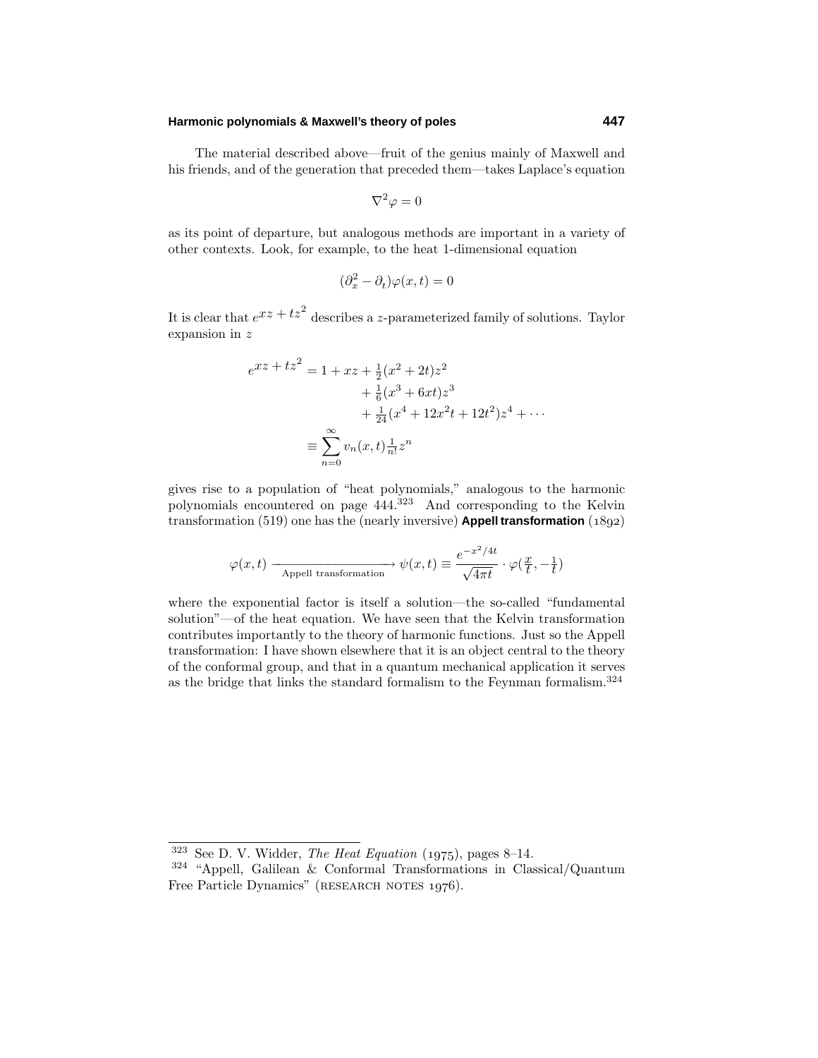The material described above—fruit of the genius mainly of Maxwell and his friends, and of the generation that preceded them—takes Laplace's equation

$$\nabla^2\varphi = 0$$

as its point of departure, but analogous methods are important in a variety of other contexts. Look, for example, to the heat 1-dimensional equation

$$(\partial_x^2 - \partial_t)\varphi(x,t) = 0$$

It is clear that $e^{xz + tz^2}$ describes a $z$-parameterized family of solutions. Taylor expansion in $z$

$$\begin{aligned}
e^{xz + tz^2} &= 1 + xz + \tfrac{1}{2}(x^2 + 2t)z^2 \\
&\quad + \tfrac{1}{6}(x^3 + 6xt)z^3 \\
&\quad + \tfrac{1}{24}(x^4 + 12x^2t + 12t^2)z^4 + \cdots \\
&\equiv \sum_{n=0}^{\infty} v_n(x,t)\tfrac{1}{n!}z^n
\end{aligned}$$

gives rise to a population of "heat polynomials," analogous to the harmonic polynomials encountered on page 444.[323] And corresponding to the Kelvin transformation (519) one has the (nearly inversive) **Appell transformation** (1892)

$$\varphi(x,t) \xrightarrow[\text{Appell transformation}]{} \psi(x,t) \equiv \frac{e^{-x^2/4t}}{\sqrt{4\pi t}} \cdot \varphi(\tfrac{x}{t}, -\tfrac{1}{t})$$

where the exponential factor is itself a solution—the so-called "fundamental solution"—of the heat equation. We have seen that the Kelvin transformation contributes importantly to the theory of harmonic functions. Just so the Appell transformation: I have shown elsewhere that it is an object central to the theory of the conformal group, and that in a quantum mechanical application it serves as the bridge that links the standard formalism to the Feynman formalism.[324]

---

[323] See D. V. Widder, *The Heat Equation* (1975), pages 8–14.

[324] "Appell, Galilean & Conformal Transformations in Classical/Quantum Free Particle Dynamics" (RESEARCH NOTES 1976).